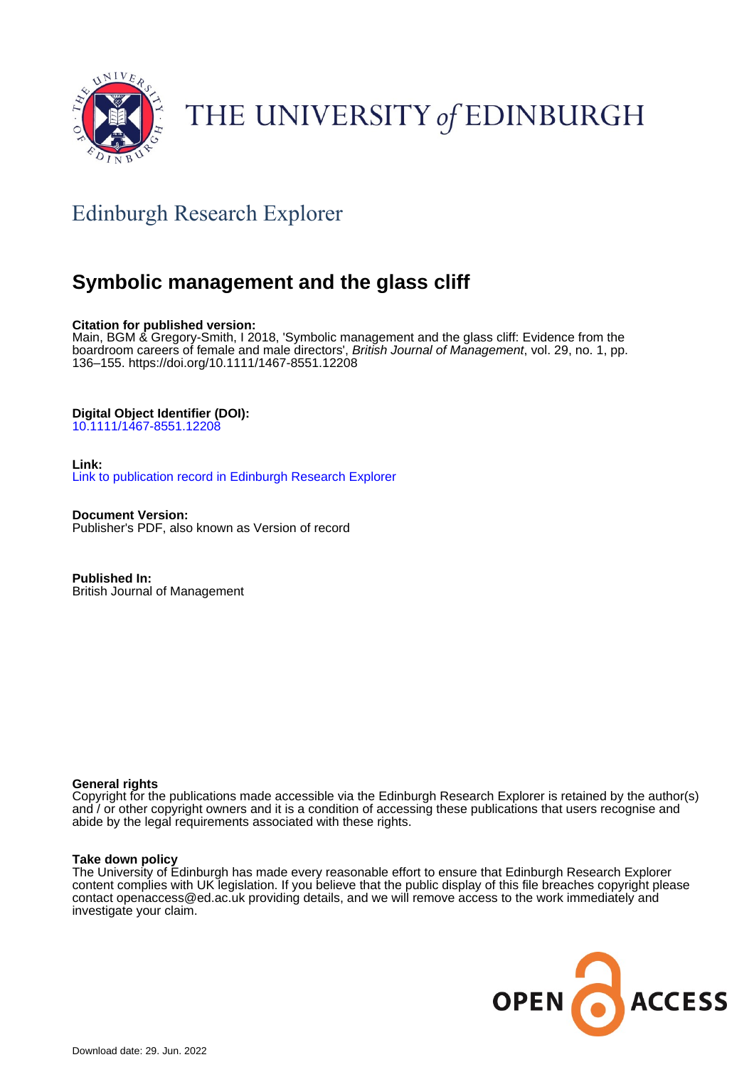THE UNIVERSITY *of* EDINBURGH

## Edinburgh Research Explorer

# Symbolic management and the glass cliff

**Citation for published version:**
Main, BGM & Gregory-Smith, I 2018, 'Symbolic management and the glass cliff: Evidence from the boardroom careers of female and male directors', *British Journal of Management*, vol. 29, no. 1, pp. 136–155. https://doi.org/10.1111/1467-8551.12208

**Digital Object Identifier (DOI):**
10.1111/1467-8551.12208

**Link:**
Link to publication record in Edinburgh Research Explorer

**Document Version:**
Publisher's PDF, also known as Version of record

**Published In:**
British Journal of Management

**General rights**
Copyright for the publications made accessible via the Edinburgh Research Explorer is retained by the author(s) and / or other copyright owners and it is a condition of accessing these publications that users recognise and abide by the legal requirements associated with these rights.

**Take down policy**
The University of Edinburgh has made every reasonable effort to ensure that Edinburgh Research Explorer content complies with UK legislation. If you believe that the public display of this file breaches copyright please contact openaccess@ed.ac.uk providing details, and we will remove access to the work immediately and investigate your claim.

OPEN ACCESS

Download date: 29. Jun. 2022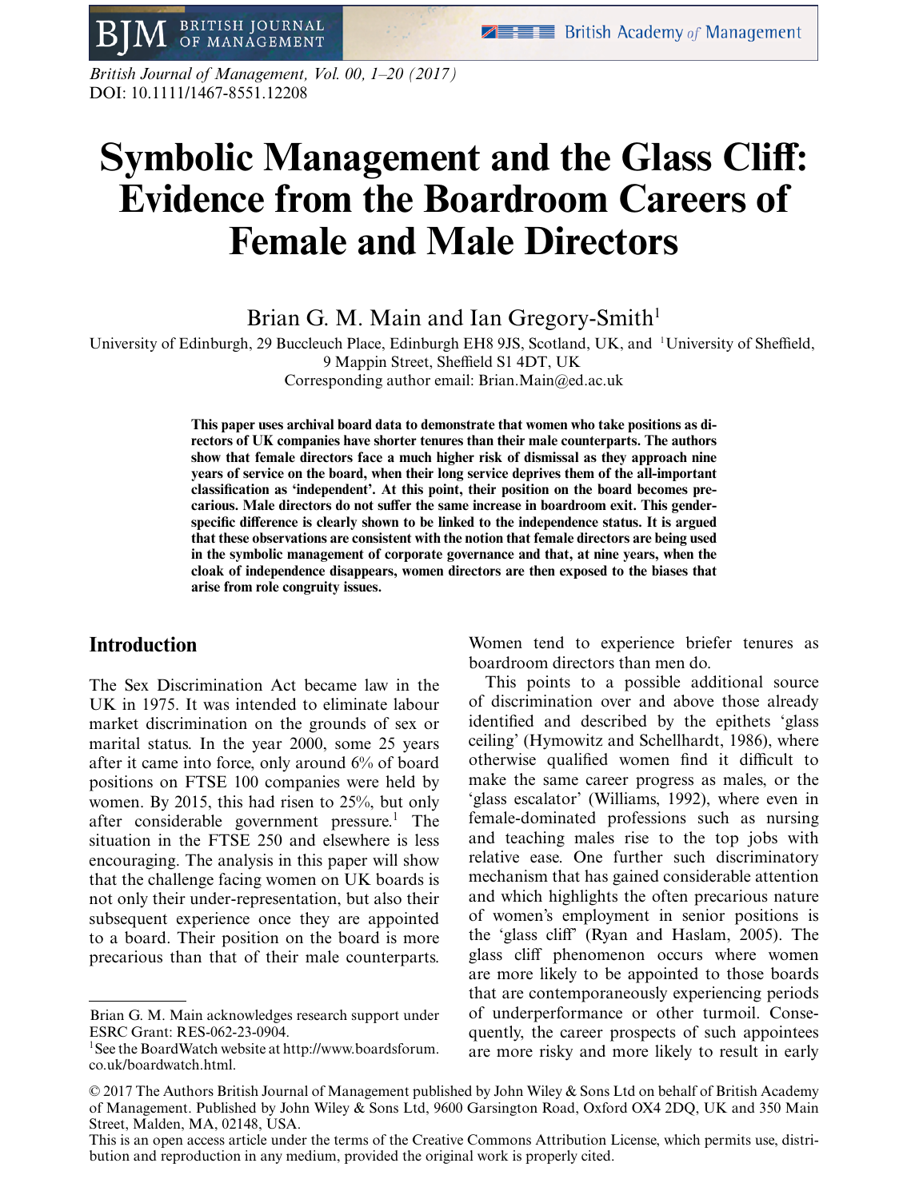# Symbolic Management and the Glass Cliff: Evidence from the Boardroom Careers of Female and Male Directors

Brian G. M. Main and Ian Gregory-Smith[1]

University of Edinburgh, 29 Buccleuch Place, Edinburgh EH8 9JS, Scotland, UK, and [1]University of Sheffield, 9 Mappin Street, Sheffield S1 4DT, UK

Corresponding author email: Brian.Main@ed.ac.uk

**This paper uses archival board data to demonstrate that women who take positions as directors of UK companies have shorter tenures than their male counterparts. The authors show that female directors face a much higher risk of dismissal as they approach nine years of service on the board, when their long service deprives them of the all-important classification as 'independent'. At this point, their position on the board becomes precarious. Male directors do not suffer the same increase in boardroom exit. This gender-specific difference is clearly shown to be linked to the independence status. It is argued that these observations are consistent with the notion that female directors are being used in the symbolic management of corporate governance and that, at nine years, when the cloak of independence disappears, women directors are then exposed to the biases that arise from role congruity issues.**

## Introduction

The Sex Discrimination Act became law in the UK in 1975. It was intended to eliminate labour market discrimination on the grounds of sex or marital status. In the year 2000, some 25 years after it came into force, only around 6% of board positions on FTSE 100 companies were held by women. By 2015, this had risen to 25%, but only after considerable government pressure.[1] The situation in the FTSE 250 and elsewhere is less encouraging. The analysis in this paper will show that the challenge facing women on UK boards is not only their under-representation, but also their subsequent experience once they are appointed to a board. Their position on the board is more precarious than that of their male counterparts. Women tend to experience briefer tenures as boardroom directors than men do.

This points to a possible additional source of discrimination over and above those already identified and described by the epithets 'glass ceiling' (Hymowitz and Schellhardt, 1986), where otherwise qualified women find it difficult to make the same career progress as males, or the 'glass escalator' (Williams, 1992), where even in female-dominated professions such as nursing and teaching males rise to the top jobs with relative ease. One further such discriminatory mechanism that has gained considerable attention and which highlights the often precarious nature of women's employment in senior positions is the 'glass cliff' (Ryan and Haslam, 2005). The glass cliff phenomenon occurs where women are more likely to be appointed to those boards that are contemporaneously experiencing periods of underperformance or other turmoil. Consequently, the career prospects of such appointees are more risky and more likely to result in early

---

Brian G. M. Main acknowledges research support under ESRC Grant: RES-062-23-0904.

[1]See the BoardWatch website at http://www.boardsforum.co.uk/boardwatch.html.

© 2017 The Authors British Journal of Management published by John Wiley & Sons Ltd on behalf of British Academy of Management. Published by John Wiley & Sons Ltd, 9600 Garsington Road, Oxford OX4 2DQ, UK and 350 Main Street, Malden, MA, 02148, USA.

This is an open access article under the terms of the Creative Commons Attribution License, which permits use, distribution and reproduction in any medium, provided the original work is properly cited.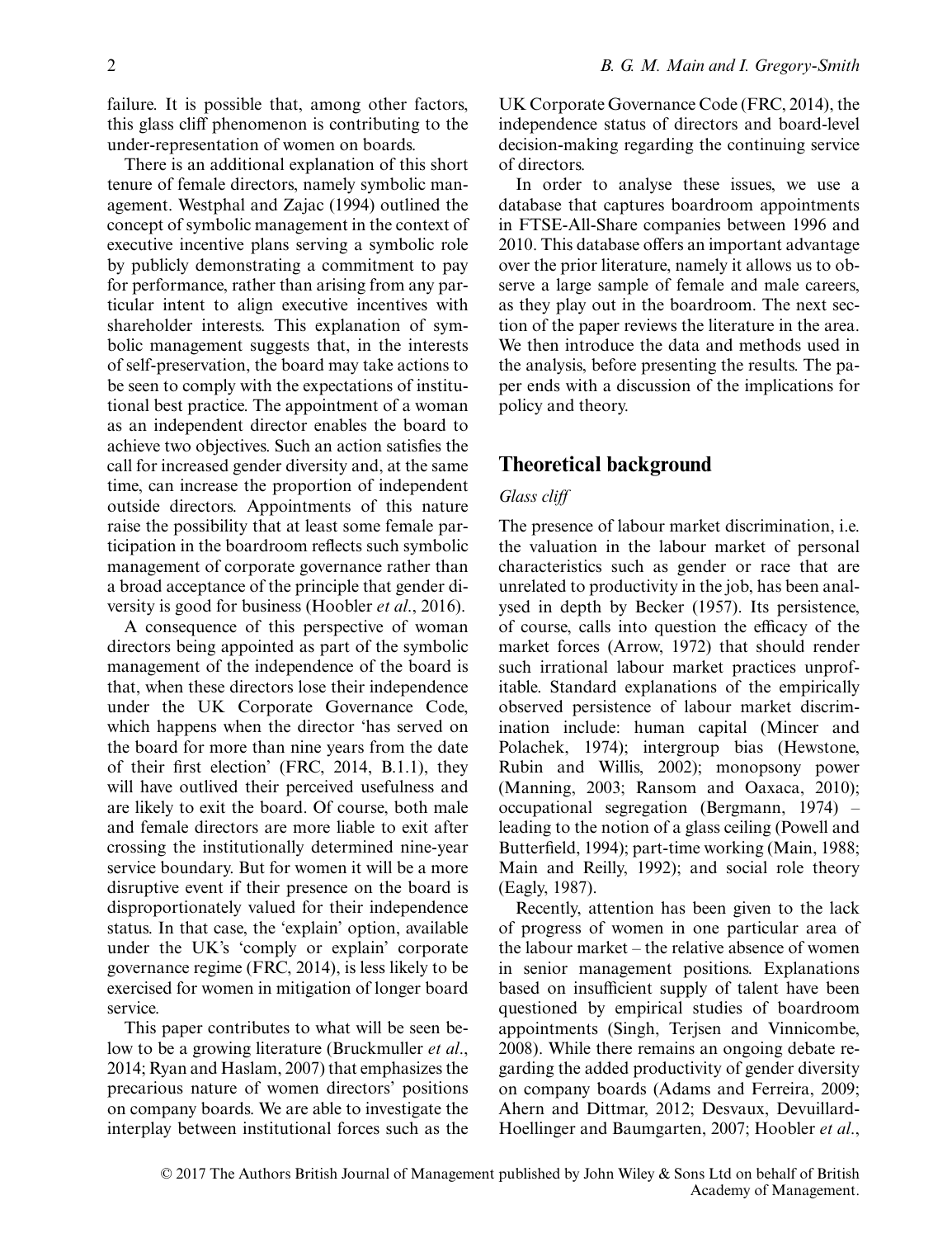failure. It is possible that, among other factors, this glass cliff phenomenon is contributing to the under-representation of women on boards.

There is an additional explanation of this short tenure of female directors, namely symbolic management. Westphal and Zajac (1994) outlined the concept of symbolic management in the context of executive incentive plans serving a symbolic role by publicly demonstrating a commitment to pay for performance, rather than arising from any particular intent to align executive incentives with shareholder interests. This explanation of symbolic management suggests that, in the interests of self-preservation, the board may take actions to be seen to comply with the expectations of institutional best practice. The appointment of a woman as an independent director enables the board to achieve two objectives. Such an action satisfies the call for increased gender diversity and, at the same time, can increase the proportion of independent outside directors. Appointments of this nature raise the possibility that at least some female participation in the boardroom reflects such symbolic management of corporate governance rather than a broad acceptance of the principle that gender diversity is good for business (Hoobler *et al*., 2016).

A consequence of this perspective of woman directors being appointed as part of the symbolic management of the independence of the board is that, when these directors lose their independence under the UK Corporate Governance Code, which happens when the director 'has served on the board for more than nine years from the date of their first election' (FRC, 2014, B.1.1), they will have outlived their perceived usefulness and are likely to exit the board. Of course, both male and female directors are more liable to exit after crossing the institutionally determined nine-year service boundary. But for women it will be a more disruptive event if their presence on the board is disproportionately valued for their independence status. In that case, the 'explain' option, available under the UK's 'comply or explain' corporate governance regime (FRC, 2014), is less likely to be exercised for women in mitigation of longer board service.

This paper contributes to what will be seen below to be a growing literature (Bruckmuller *et al*., 2014; Ryan and Haslam, 2007) that emphasizes the precarious nature of women directors' positions on company boards. We are able to investigate the interplay between institutional forces such as the UK Corporate Governance Code (FRC, 2014), the independence status of directors and board-level decision-making regarding the continuing service of directors.

In order to analyse these issues, we use a database that captures boardroom appointments in FTSE-All-Share companies between 1996 and 2010. This database offers an important advantage over the prior literature, namely it allows us to observe a large sample of female and male careers, as they play out in the boardroom. The next section of the paper reviews the literature in the area. We then introduce the data and methods used in the analysis, before presenting the results. The paper ends with a discussion of the implications for policy and theory.

## Theoretical background

### *Glass cliff*

The presence of labour market discrimination, i.e. the valuation in the labour market of personal characteristics such as gender or race that are unrelated to productivity in the job, has been analysed in depth by Becker (1957). Its persistence, of course, calls into question the efficacy of the market forces (Arrow, 1972) that should render such irrational labour market practices unprofitable. Standard explanations of the empirically observed persistence of labour market discrimination include: human capital (Mincer and Polachek, 1974); intergroup bias (Hewstone, Rubin and Willis, 2002); monopsony power (Manning, 2003; Ransom and Oaxaca, 2010); occupational segregation (Bergmann, 1974) – leading to the notion of a glass ceiling (Powell and Butterfield, 1994); part-time working (Main, 1988; Main and Reilly, 1992); and social role theory (Eagly, 1987).

Recently, attention has been given to the lack of progress of women in one particular area of the labour market – the relative absence of women in senior management positions. Explanations based on insufficient supply of talent have been questioned by empirical studies of boardroom appointments (Singh, Terjsen and Vinnicombe, 2008). While there remains an ongoing debate regarding the added productivity of gender diversity on company boards (Adams and Ferreira, 2009; Ahern and Dittmar, 2012; Desvaux, Devuillard-Hoellinger and Baumgarten, 2007; Hoobler *et al*.,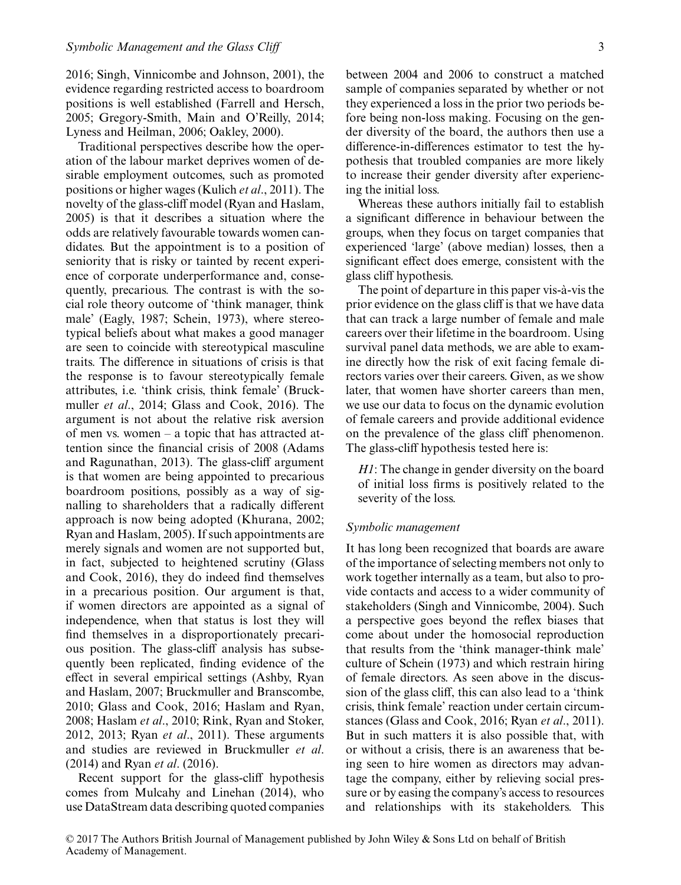2016; Singh, Vinnicombe and Johnson, 2001), the evidence regarding restricted access to boardroom positions is well established (Farrell and Hersch, 2005; Gregory-Smith, Main and O'Reilly, 2014; Lyness and Heilman, 2006; Oakley, 2000).

Traditional perspectives describe how the operation of the labour market deprives women of desirable employment outcomes, such as promoted positions or higher wages (Kulich *et al*., 2011). The novelty of the glass-cliff model (Ryan and Haslam, 2005) is that it describes a situation where the odds are relatively favourable towards women candidates. But the appointment is to a position of seniority that is risky or tainted by recent experience of corporate underperformance and, consequently, precarious. The contrast is with the social role theory outcome of 'think manager, think male' (Eagly, 1987; Schein, 1973), where stereotypical beliefs about what makes a good manager are seen to coincide with stereotypical masculine traits. The difference in situations of crisis is that the response is to favour stereotypically female attributes, i.e. 'think crisis, think female' (Bruckmuller *et al*., 2014; Glass and Cook, 2016). The argument is not about the relative risk aversion of men vs. women – a topic that has attracted attention since the financial crisis of 2008 (Adams and Ragunathan, 2013). The glass-cliff argument is that women are being appointed to precarious boardroom positions, possibly as a way of signalling to shareholders that a radically different approach is now being adopted (Khurana, 2002; Ryan and Haslam, 2005). If such appointments are merely signals and women are not supported but, in fact, subjected to heightened scrutiny (Glass and Cook, 2016), they do indeed find themselves in a precarious position. Our argument is that, if women directors are appointed as a signal of independence, when that status is lost they will find themselves in a disproportionately precarious position. The glass-cliff analysis has subsequently been replicated, finding evidence of the effect in several empirical settings (Ashby, Ryan and Haslam, 2007; Bruckmuller and Branscombe, 2010; Glass and Cook, 2016; Haslam and Ryan, 2008; Haslam *et al*., 2010; Rink, Ryan and Stoker, 2012, 2013; Ryan *et al*., 2011). These arguments and studies are reviewed in Bruckmuller *et al*. (2014) and Ryan *et al*. (2016).

Recent support for the glass-cliff hypothesis comes from Mulcahy and Linehan (2014), who use DataStream data describing quoted companies between 2004 and 2006 to construct a matched sample of companies separated by whether or not they experienced a loss in the prior two periods before being non-loss making. Focusing on the gender diversity of the board, the authors then use a difference-in-differences estimator to test the hypothesis that troubled companies are more likely to increase their gender diversity after experiencing the initial loss.

Whereas these authors initially fail to establish a significant difference in behaviour between the groups, when they focus on target companies that experienced 'large' (above median) losses, then a significant effect does emerge, consistent with the glass cliff hypothesis.

The point of departure in this paper vis-à-vis the prior evidence on the glass cliff is that we have data that can track a large number of female and male careers over their lifetime in the boardroom. Using survival panel data methods, we are able to examine directly how the risk of exit facing female directors varies over their careers. Given, as we show later, that women have shorter careers than men, we use our data to focus on the dynamic evolution of female careers and provide additional evidence on the prevalence of the glass cliff phenomenon. The glass-cliff hypothesis tested here is:

> *H1*: The change in gender diversity on the board of initial loss firms is positively related to the severity of the loss.

### *Symbolic management*

It has long been recognized that boards are aware of the importance of selecting members not only to work together internally as a team, but also to provide contacts and access to a wider community of stakeholders (Singh and Vinnicombe, 2004). Such a perspective goes beyond the reflex biases that come about under the homosocial reproduction that results from the 'think manager-think male' culture of Schein (1973) and which restrain hiring of female directors. As seen above in the discussion of the glass cliff, this can also lead to a 'think crisis, think female' reaction under certain circumstances (Glass and Cook, 2016; Ryan *et al*., 2011). But in such matters it is also possible that, with or without a crisis, there is an awareness that being seen to hire women as directors may advantage the company, either by relieving social pressure or by easing the company's access to resources and relationships with its stakeholders. This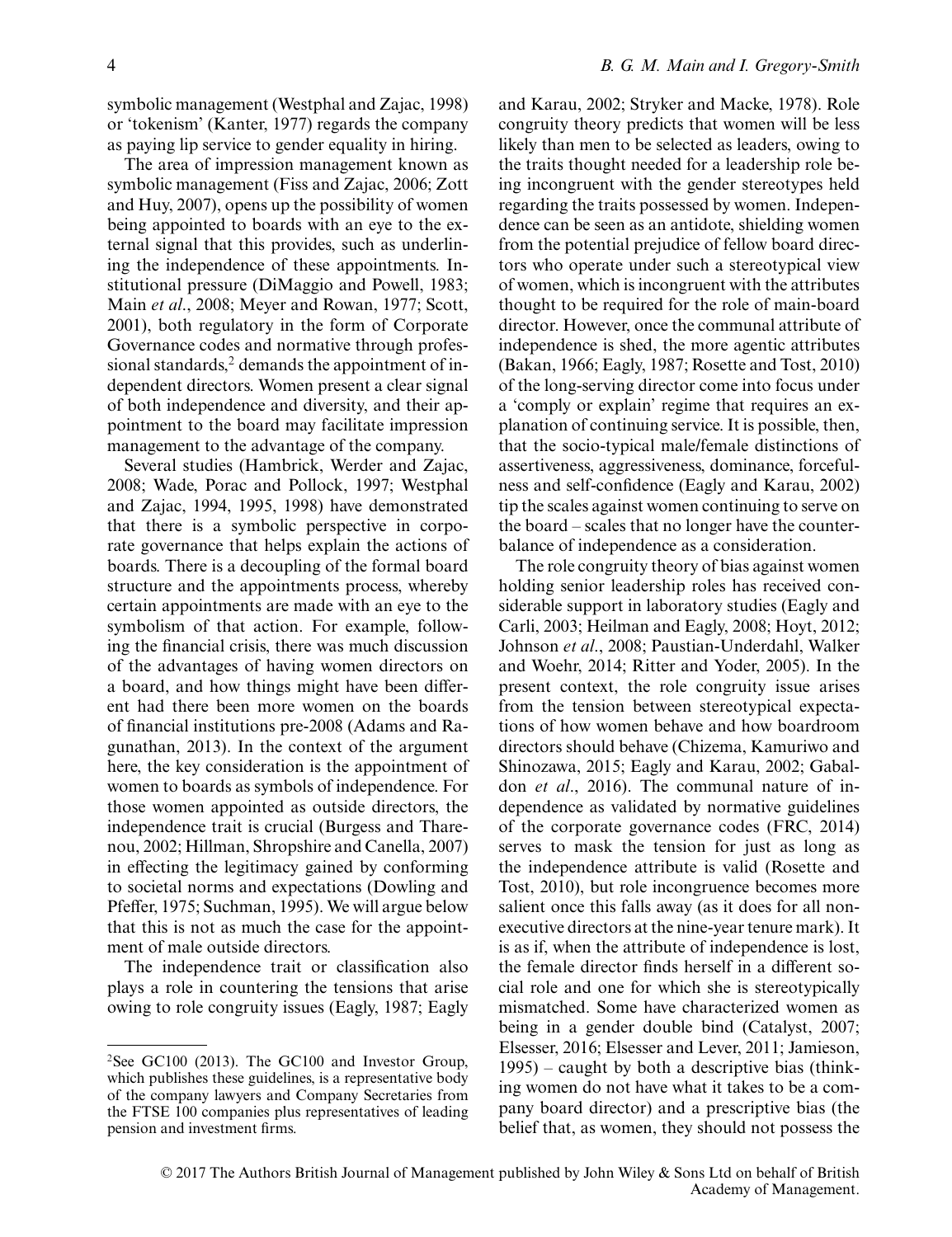symbolic management (Westphal and Zajac, 1998) or 'tokenism' (Kanter, 1977) regards the company as paying lip service to gender equality in hiring.

The area of impression management known as symbolic management (Fiss and Zajac, 2006; Zott and Huy, 2007), opens up the possibility of women being appointed to boards with an eye to the external signal that this provides, such as underlining the independence of these appointments. Institutional pressure (DiMaggio and Powell, 1983; Main *et al*., 2008; Meyer and Rowan, 1977; Scott, 2001), both regulatory in the form of Corporate Governance codes and normative through professional standards,[2] demands the appointment of independent directors. Women present a clear signal of both independence and diversity, and their appointment to the board may facilitate impression management to the advantage of the company.

Several studies (Hambrick, Werder and Zajac, 2008; Wade, Porac and Pollock, 1997; Westphal and Zajac, 1994, 1995, 1998) have demonstrated that there is a symbolic perspective in corporate governance that helps explain the actions of boards. There is a decoupling of the formal board structure and the appointments process, whereby certain appointments are made with an eye to the symbolism of that action. For example, following the financial crisis, there was much discussion of the advantages of having women directors on a board, and how things might have been different had there been more women on the boards of financial institutions pre-2008 (Adams and Ragunathan, 2013). In the context of the argument here, the key consideration is the appointment of women to boards as symbols of independence. For those women appointed as outside directors, the independence trait is crucial (Burgess and Tharenou, 2002; Hillman, Shropshire and Canella, 2007) in effecting the legitimacy gained by conforming to societal norms and expectations (Dowling and Pfeffer, 1975; Suchman, 1995). We will argue below that this is not as much the case for the appointment of male outside directors.

The independence trait or classification also plays a role in countering the tensions that arise owing to role congruity issues (Eagly, 1987; Eagly and Karau, 2002; Stryker and Macke, 1978). Role congruity theory predicts that women will be less likely than men to be selected as leaders, owing to the traits thought needed for a leadership role being incongruent with the gender stereotypes held regarding the traits possessed by women. Independence can be seen as an antidote, shielding women from the potential prejudice of fellow board directors who operate under such a stereotypical view of women, which is incongruent with the attributes thought to be required for the role of main-board director. However, once the communal attribute of independence is shed, the more agentic attributes (Bakan, 1966; Eagly, 1987; Rosette and Tost, 2010) of the long-serving director come into focus under a 'comply or explain' regime that requires an explanation of continuing service. It is possible, then, that the socio-typical male/female distinctions of assertiveness, aggressiveness, dominance, forcefulness and self-confidence (Eagly and Karau, 2002) tip the scales against women continuing to serve on the board – scales that no longer have the counterbalance of independence as a consideration.

The role congruity theory of bias against women holding senior leadership roles has received considerable support in laboratory studies (Eagly and Carli, 2003; Heilman and Eagly, 2008; Hoyt, 2012; Johnson *et al*., 2008; Paustian-Underdahl, Walker and Woehr, 2014; Ritter and Yoder, 2005). In the present context, the role congruity issue arises from the tension between stereotypical expectations of how women behave and how boardroom directors should behave (Chizema, Kamuriwo and Shinozawa, 2015; Eagly and Karau, 2002; Gabaldon *et al*., 2016). The communal nature of independence as validated by normative guidelines of the corporate governance codes (FRC, 2014) serves to mask the tension for just as long as the independence attribute is valid (Rosette and Tost, 2010), but role incongruence becomes more salient once this falls away (as it does for all non-executive directors at the nine-year tenure mark). It is as if, when the attribute of independence is lost, the female director finds herself in a different social role and one for which she is stereotypically mismatched. Some have characterized women as being in a gender double bind (Catalyst, 2007; Elsesser, 2016; Elsesser and Lever, 2011; Jamieson, 1995) – caught by both a descriptive bias (thinking women do not have what it takes to be a company board director) and a prescriptive bias (the belief that, as women, they should not possess the

[2]See GC100 (2013). The GC100 and Investor Group, which publishes these guidelines, is a representative body of the company lawyers and Company Secretaries from the FTSE 100 companies plus representatives of leading pension and investment firms.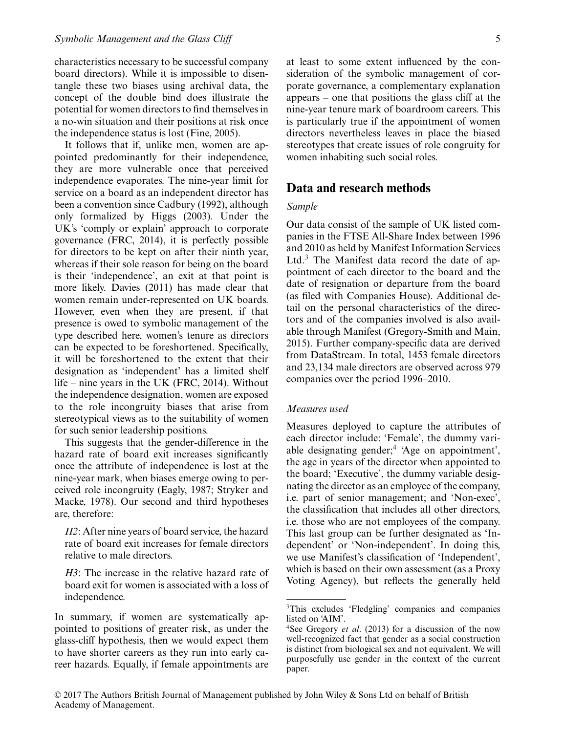characteristics necessary to be successful company board directors). While it is impossible to disentangle these two biases using archival data, the concept of the double bind does illustrate the potential for women directors to find themselves in a no-win situation and their positions at risk once the independence status is lost (Fine, 2005).

It follows that if, unlike men, women are appointed predominantly for their independence, they are more vulnerable once that perceived independence evaporates. The nine-year limit for service on a board as an independent director has been a convention since Cadbury (1992), although only formalized by Higgs (2003). Under the UK's 'comply or explain' approach to corporate governance (FRC, 2014), it is perfectly possible for directors to be kept on after their ninth year, whereas if their sole reason for being on the board is their 'independence', an exit at that point is more likely. Davies (2011) has made clear that women remain under-represented on UK boards. However, even when they are present, if that presence is owed to symbolic management of the type described here, women's tenure as directors can be expected to be foreshortened. Specifically, it will be foreshortened to the extent that their designation as 'independent' has a limited shelf life – nine years in the UK (FRC, 2014). Without the independence designation, women are exposed to the role incongruity biases that arise from stereotypical views as to the suitability of women for such senior leadership positions.

This suggests that the gender-difference in the hazard rate of board exit increases significantly once the attribute of independence is lost at the nine-year mark, when biases emerge owing to perceived role incongruity (Eagly, 1987; Stryker and Macke, 1978). Our second and third hypotheses are, therefore:

*H2*: After nine years of board service, the hazard rate of board exit increases for female directors relative to male directors.

*H3*: The increase in the relative hazard rate of board exit for women is associated with a loss of independence.

In summary, if women are systematically appointed to positions of greater risk, as under the glass-cliff hypothesis, then we would expect them to have shorter careers as they run into early career hazards. Equally, if female appointments are at least to some extent influenced by the consideration of the symbolic management of corporate governance, a complementary explanation appears – one that positions the glass cliff at the nine-year tenure mark of boardroom careers. This is particularly true if the appointment of women directors nevertheless leaves in place the biased stereotypes that create issues of role congruity for women inhabiting such social roles.

## Data and research methods

### Sample

Our data consist of the sample of UK listed companies in the FTSE All-Share Index between 1996 and 2010 as held by Manifest Information Services Ltd.[3] The Manifest data record the date of appointment of each director to the board and the date of resignation or departure from the board (as filed with Companies House). Additional detail on the personal characteristics of the directors and of the companies involved is also available through Manifest (Gregory-Smith and Main, 2015). Further company-specific data are derived from DataStream. In total, 1453 female directors and 23,134 male directors are observed across 979 companies over the period 1996–2010.

### Measures used

Measures deployed to capture the attributes of each director include: 'Female', the dummy variable designating gender;[4] 'Age on appointment', the age in years of the director when appointed to the board; 'Executive', the dummy variable designating the director as an employee of the company, i.e. part of senior management; and 'Non-exec', the classification that includes all other directors, i.e. those who are not employees of the company. This last group can be further designated as 'Independent' or 'Non-independent'. In doing this, we use Manifest's classification of 'Independent', which is based on their own assessment (as a Proxy Voting Agency), but reflects the generally held

[3]This excludes 'Fledgling' companies and companies listed on 'AIM'.

[4]See Gregory *et al*. (2013) for a discussion of the now well-recognized fact that gender as a social construction is distinct from biological sex and not equivalent. We will purposefully use gender in the context of the current paper.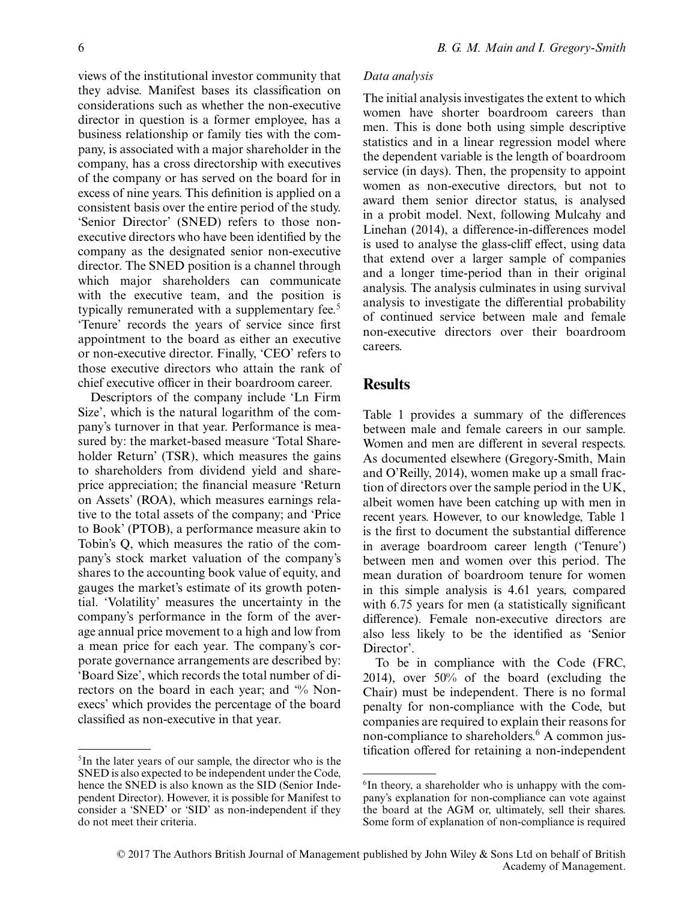views of the institutional investor community that they advise. Manifest bases its classification on considerations such as whether the non-executive director in question is a former employee, has a business relationship or family ties with the company, is associated with a major shareholder in the company, has a cross directorship with executives of the company or has served on the board for in excess of nine years. This definition is applied on a consistent basis over the entire period of the study. 'Senior Director' (SNED) refers to those non-executive directors who have been identified by the company as the designated senior non-executive director. The SNED position is a channel through which major shareholders can communicate with the executive team, and the position is typically remunerated with a supplementary fee.[5] 'Tenure' records the years of service since first appointment to the board as either an executive or non-executive director. Finally, 'CEO' refers to those executive directors who attain the rank of chief executive officer in their boardroom career.

Descriptors of the company include 'Ln Firm Size', which is the natural logarithm of the company's turnover in that year. Performance is measured by: the market-based measure 'Total Shareholder Return' (TSR), which measures the gains to shareholders from dividend yield and share-price appreciation; the financial measure 'Return on Assets' (ROA), which measures earnings relative to the total assets of the company; and 'Price to Book' (PTOB), a performance measure akin to Tobin's Q, which measures the ratio of the company's stock market valuation of the company's shares to the accounting book value of equity, and gauges the market's estimate of its growth potential. 'Volatility' measures the uncertainty in the company's performance in the form of the average annual price movement to a high and low from a mean price for each year. The company's corporate governance arrangements are described by: 'Board Size', which records the total number of directors on the board in each year; and '% Non-execs' which provides the percentage of the board classified as non-executive in that year.

[5]In the later years of our sample, the director who is the SNED is also expected to be independent under the Code, hence the SNED is also known as the SID (Senior Independent Director). However, it is possible for Manifest to consider a 'SNED' or 'SID' as non-independent if they do not meet their criteria.

*Data analysis*

The initial analysis investigates the extent to which women have shorter boardroom careers than men. This is done both using simple descriptive statistics and in a linear regression model where the dependent variable is the length of boardroom service (in days). Then, the propensity to appoint women as non-executive directors, but not to award them senior director status, is analysed in a probit model. Next, following Mulcahy and Linehan (2014), a difference-in-differences model is used to analyse the glass-cliff effect, using data that extend over a larger sample of companies and a longer time-period than in their original analysis. The analysis culminates in using survival analysis to investigate the differential probability of continued service between male and female non-executive directors over their boardroom careers.

## Results

Table 1 provides a summary of the differences between male and female careers in our sample. Women and men are different in several respects. As documented elsewhere (Gregory-Smith, Main and O'Reilly, 2014), women make up a small fraction of directors over the sample period in the UK, albeit women have been catching up with men in recent years. However, to our knowledge, Table 1 is the first to document the substantial difference in average boardroom career length ('Tenure') between men and women over this period. The mean duration of boardroom tenure for women in this simple analysis is 4.61 years, compared with 6.75 years for men (a statistically significant difference). Female non-executive directors are also less likely to be the identified as 'Senior Director'.

To be in compliance with the Code (FRC, 2014), over 50% of the board (excluding the Chair) must be independent. There is no formal penalty for non-compliance with the Code, but companies are required to explain their reasons for non-compliance to shareholders.[6] A common justification offered for retaining a non-independent

[6]In theory, a shareholder who is unhappy with the company's explanation for non-compliance can vote against the board at the AGM or, ultimately, sell their shares. Some form of explanation of non-compliance is required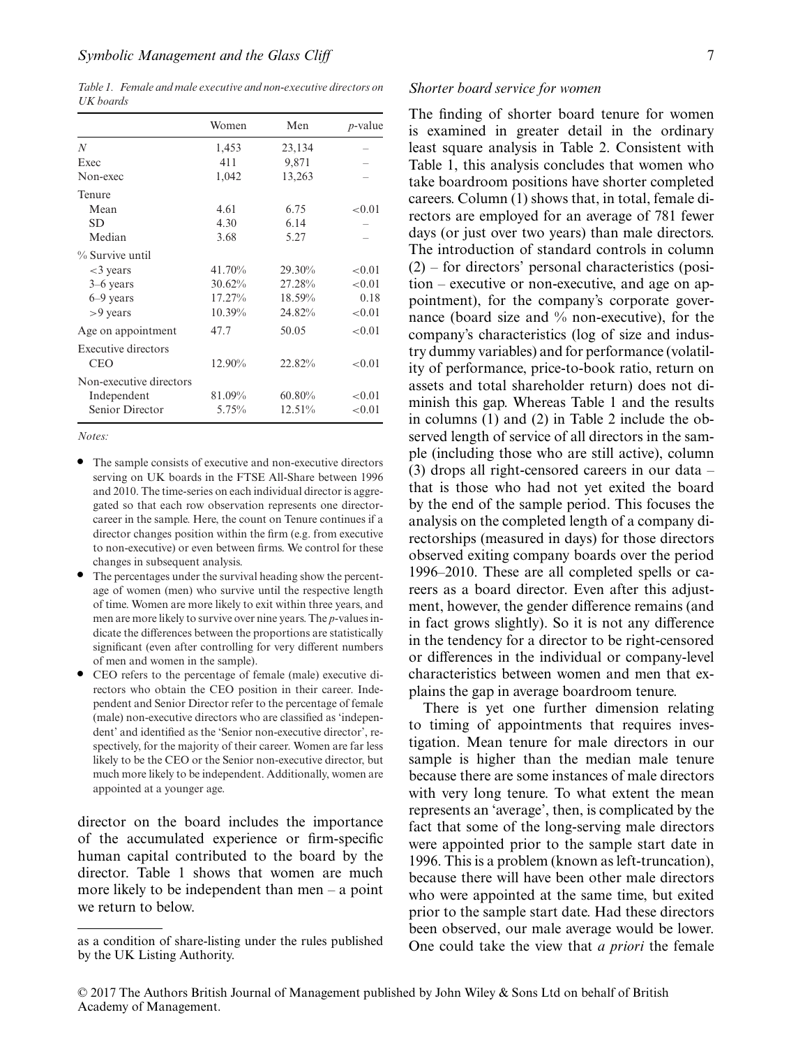*Table 1. Female and male executive and non-executive directors on UK boards*

| | Women | Men | *p*-value |
|---|---|---|---|
| *N* | 1,453 | 23,134 | – |
| Exec | 411 | 9,871 | – |
| Non-exec | 1,042 | 13,263 | – |
| Tenure | | | |
| Mean | 4.61 | 6.75 | <0.01 |
| SD | 4.30 | 6.14 | – |
| Median | 3.68 | 5.27 | – |
| % Survive until | | | |
| <3 years | 41.70% | 29.30% | <0.01 |
| 3–6 years | 30.62% | 27.28% | <0.01 |
| 6–9 years | 17.27% | 18.59% | 0.18 |
| >9 years | 10.39% | 24.82% | <0.01 |
| Age on appointment | 47.7 | 50.05 | <0.01 |
| Executive directors | | | |
| CEO | 12.90% | 22.82% | <0.01 |
| Non-executive directors | | | |
| Independent | 81.09% | 60.80% | <0.01 |
| Senior Director | 5.75% | 12.51% | <0.01 |

*Notes:*

- The sample consists of executive and non-executive directors serving on UK boards in the FTSE All-Share between 1996 and 2010. The time-series on each individual director is aggregated so that each row observation represents one director-career in the sample. Here, the count on Tenure continues if a director changes position within the firm (e.g. from executive to non-executive) or even between firms. We control for these changes in subsequent analysis.
- The percentages under the survival heading show the percentage of women (men) who survive until the respective length of time. Women are more likely to exit within three years, and men are more likely to survive over nine years. The *p*-values indicate the differences between the proportions are statistically significant (even after controlling for very different numbers of men and women in the sample).
- CEO refers to the percentage of female (male) executive directors who obtain the CEO position in their career. Independent and Senior Director refer to the percentage of female (male) non-executive directors who are classified as 'independent' and identified as the 'Senior non-executive director', respectively, for the majority of their career. Women are far less likely to be the CEO or the Senior non-executive director, but much more likely to be independent. Additionally, women are appointed at a younger age.

director on the board includes the importance of the accumulated experience or firm-specific human capital contributed to the board by the director. Table 1 shows that women are much more likely to be independent than men – a point we return to below.

as a condition of share-listing under the rules published by the UK Listing Authority.

### *Shorter board service for women*

The finding of shorter board tenure for women is examined in greater detail in the ordinary least square analysis in Table 2. Consistent with Table 1, this analysis concludes that women who take boardroom positions have shorter completed careers. Column (1) shows that, in total, female directors are employed for an average of 781 fewer days (or just over two years) than male directors. The introduction of standard controls in column (2) – for directors' personal characteristics (position – executive or non-executive, and age on appointment), for the company's corporate governance (board size and % non-executive), for the company's characteristics (log of size and industry dummy variables) and for performance (volatility of performance, price-to-book ratio, return on assets and total shareholder return) does not diminish this gap. Whereas Table 1 and the results in columns (1) and (2) in Table 2 include the observed length of service of all directors in the sample (including those who are still active), column (3) drops all right-censored careers in our data – that is those who had not yet exited the board by the end of the sample period. This focuses the analysis on the completed length of a company directorships (measured in days) for those directors observed exiting company boards over the period 1996–2010. These are all completed spells or careers as a board director. Even after this adjustment, however, the gender difference remains (and in fact grows slightly). So it is not any difference in the tendency for a director to be right-censored or differences in the individual or company-level characteristics between women and men that explains the gap in average boardroom tenure.

There is yet one further dimension relating to timing of appointments that requires investigation. Mean tenure for male directors in our sample is higher than the median male tenure because there are some instances of male directors with very long tenure. To what extent the mean represents an 'average', then, is complicated by the fact that some of the long-serving male directors were appointed prior to the sample start date in 1996. This is a problem (known as left-truncation), because there will have been other male directors who were appointed at the same time, but exited prior to the sample start date. Had these directors been observed, our male average would be lower. One could take the view that *a priori* the female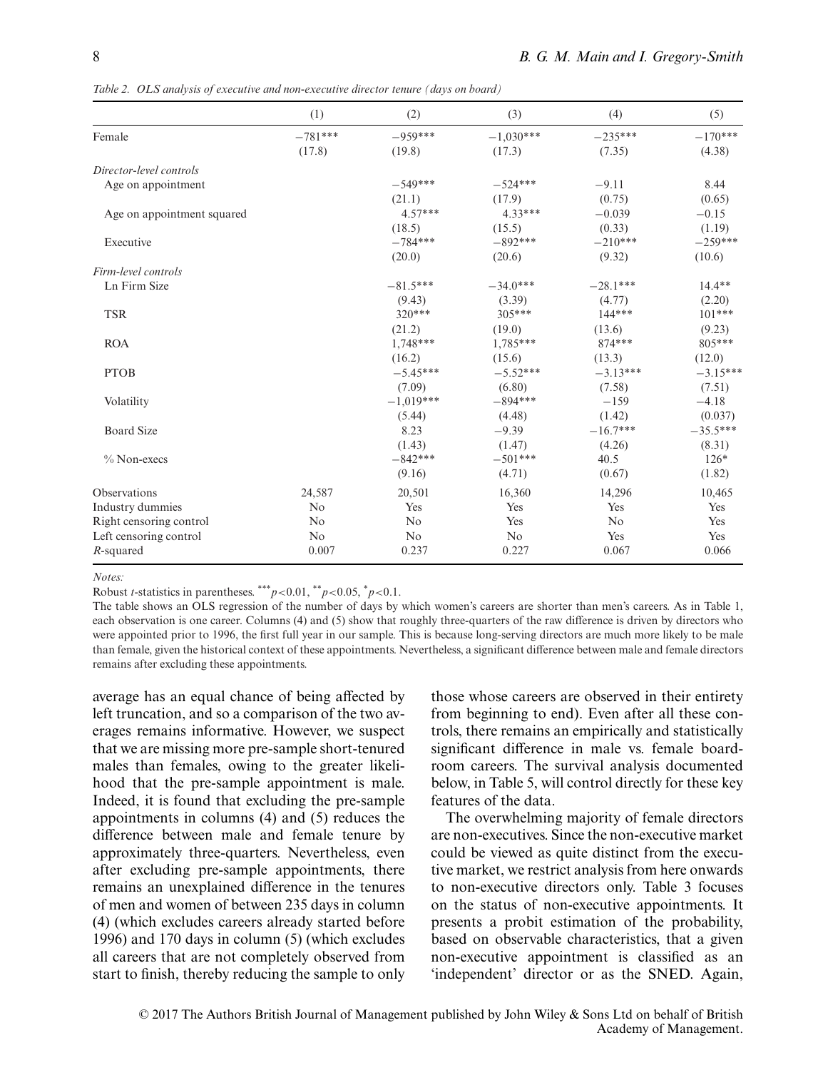*Table 2. OLS analysis of executive and non-executive director tenure (days on board)*

| | (1) | (2) | (3) | (4) | (5) |
|---|---|---|---|---|---|
| Female | −781*** | −959*** | −1,030*** | −235*** | −170*** |
| | (17.8) | (19.8) | (17.3) | (7.35) | (4.38) |
| *Director-level controls* | | | | | |
| Age on appointment | | −549*** | −524*** | −9.11 | 8.44 |
| | | (21.1) | (17.9) | (0.75) | (0.65) |
| Age on appointment squared | | 4.57*** | 4.33*** | −0.039 | −0.15 |
| | | (18.5) | (15.5) | (0.33) | (1.19) |
| Executive | | −784*** | −892*** | −210*** | −259*** |
| | | (20.0) | (20.6) | (9.32) | (10.6) |
| *Firm-level controls* | | | | | |
| Ln Firm Size | | −81.5*** | −34.0*** | −28.1*** | 14.4** |
| | | (9.43) | (3.39) | (4.77) | (2.20) |
| TSR | | 320*** | 305*** | 144*** | 101*** |
| | | (21.2) | (19.0) | (13.6) | (9.23) |
| ROA | | 1,748*** | 1,785*** | 874*** | 805*** |
| | | (16.2) | (15.6) | (13.3) | (12.0) |
| PTOB | | −5.45*** | −5.52*** | −3.13*** | −3.15*** |
| | | (7.09) | (6.80) | (7.58) | (7.51) |
| Volatility | | −1,019*** | −894*** | −159 | −4.18 |
| | | (5.44) | (4.48) | (1.42) | (0.037) |
| Board Size | | 8.23 | −9.39 | −16.7*** | −35.5*** |
| | | (1.43) | (1.47) | (4.26) | (8.31) |
| % Non-execs | | −842*** | −501*** | 40.5 | 126* |
| | | (9.16) | (4.71) | (0.67) | (1.82) |
| Observations | 24,587 | 20,501 | 16,360 | 14,296 | 10,465 |
| Industry dummies | No | Yes | Yes | Yes | Yes |
| Right censoring control | No | No | Yes | No | Yes |
| Left censoring control | No | No | No | Yes | Yes |
| *R*-squared | 0.007 | 0.237 | 0.227 | 0.067 | 0.066 |

*Notes:*

Robust *t*-statistics in parentheses. $^{***}p<0.01$, $^{**}p<0.05$, $^{*}p<0.1$.

The table shows an OLS regression of the number of days by which women's careers are shorter than men's careers. As in Table 1, each observation is one career. Columns (4) and (5) show that roughly three-quarters of the raw difference is driven by directors who were appointed prior to 1996, the first full year in our sample. This is because long-serving directors are much more likely to be male than female, given the historical context of these appointments. Nevertheless, a significant difference between male and female directors remains after excluding these appointments.

average has an equal chance of being affected by left truncation, and so a comparison of the two averages remains informative. However, we suspect that we are missing more pre-sample short-tenured males than females, owing to the greater likelihood that the pre-sample appointment is male. Indeed, it is found that excluding the pre-sample appointments in columns (4) and (5) reduces the difference between male and female tenure by approximately three-quarters. Nevertheless, even after excluding pre-sample appointments, there remains an unexplained difference in the tenures of men and women of between 235 days in column (4) (which excludes careers already started before 1996) and 170 days in column (5) (which excludes all careers that are not completely observed from start to finish, thereby reducing the sample to only those whose careers are observed in their entirety from beginning to end). Even after all these controls, there remains an empirically and statistically significant difference in male vs. female boardroom careers. The survival analysis documented below, in Table 5, will control directly for these key features of the data.

The overwhelming majority of female directors are non-executives. Since the non-executive market could be viewed as quite distinct from the executive market, we restrict analysis from here onwards to non-executive directors only. Table 3 focuses on the status of non-executive appointments. It presents a probit estimation of the probability, based on observable characteristics, that a given non-executive appointment is classified as an 'independent' director or as the SNED. Again,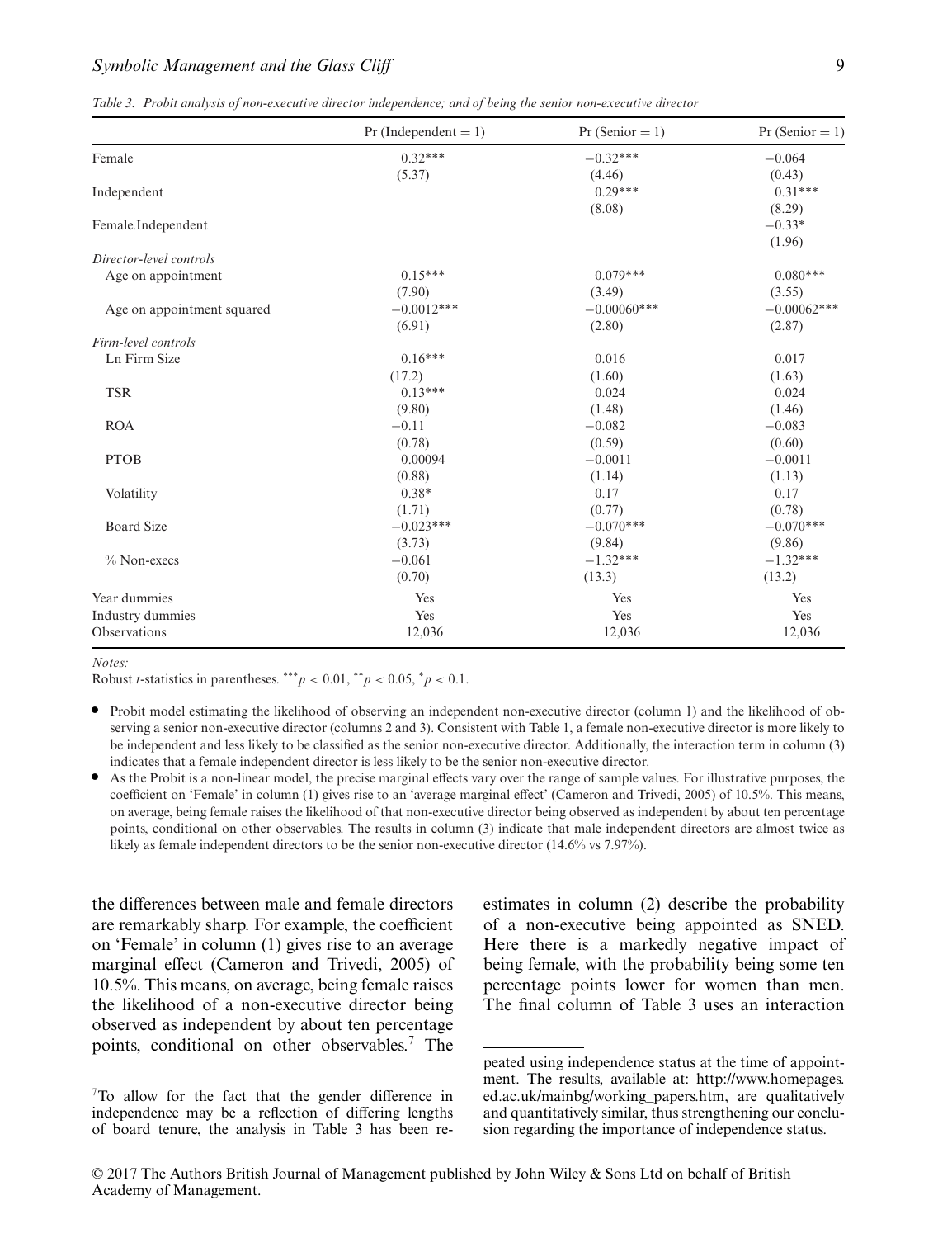*Table 3. Probit analysis of non-executive director independence; and of being the senior non-executive director*

| | Pr (Independent = 1) | Pr (Senior = 1) | Pr (Senior = 1) |
|---|---|---|---|
| Female | 0.32*** | −0.32*** | −0.064 |
| | (5.37) | (4.46) | (0.43) |
| Independent | | 0.29*** | 0.31*** |
| | | (8.08) | (8.29) |
| Female.Independent | | | −0.33* |
| | | | (1.96) |
| *Director-level controls* | | | |
| Age on appointment | 0.15*** | 0.079*** | 0.080*** |
| | (7.90) | (3.49) | (3.55) |
| Age on appointment squared | −0.0012*** | −0.00060*** | −0.00062*** |
| | (6.91) | (2.80) | (2.87) |
| *Firm-level controls* | | | |
| Ln Firm Size | 0.16*** | 0.016 | 0.017 |
| | (17.2) | (1.60) | (1.63) |
| TSR | 0.13*** | 0.024 | 0.024 |
| | (9.80) | (1.48) | (1.46) |
| ROA | −0.11 | −0.082 | −0.083 |
| | (0.78) | (0.59) | (0.60) |
| PTOB | 0.00094 | −0.0011 | −0.0011 |
| | (0.88) | (1.14) | (1.13) |
| Volatility | 0.38* | 0.17 | 0.17 |
| | (1.71) | (0.77) | (0.78) |
| Board Size | −0.023*** | −0.070*** | −0.070*** |
| | (3.73) | (9.84) | (9.86) |
| % Non-execs | −0.061 | −1.32*** | −1.32*** |
| | (0.70) | (13.3) | (13.2) |
| Year dummies | Yes | Yes | Yes |
| Industry dummies | Yes | Yes | Yes |
| Observations | 12,036 | 12,036 | 12,036 |

*Notes:*

Robust *t*-statistics in parentheses. $^{***}p < 0.01$, $^{**}p < 0.05$, $^{*}p < 0.1$.

- Probit model estimating the likelihood of observing an independent non-executive director (column 1) and the likelihood of observing a senior non-executive director (columns 2 and 3). Consistent with Table 1, a female non-executive director is more likely to be independent and less likely to be classified as the senior non-executive director. Additionally, the interaction term in column (3) indicates that a female independent director is less likely to be the senior non-executive director.
- As the Probit is a non-linear model, the precise marginal effects vary over the range of sample values. For illustrative purposes, the coefficient on 'Female' in column (1) gives rise to an 'average marginal effect' (Cameron and Trivedi, 2005) of 10.5%. This means, on average, being female raises the likelihood of that non-executive director being observed as independent by about ten percentage points, conditional on other observables. The results in column (3) indicate that male independent directors are almost twice as likely as female independent directors to be the senior non-executive director (14.6% vs 7.97%).

the differences between male and female directors are remarkably sharp. For example, the coefficient on 'Female' in column (1) gives rise to an average marginal effect (Cameron and Trivedi, 2005) of 10.5%. This means, on average, being female raises the likelihood of a non-executive director being observed as independent by about ten percentage points, conditional on other observables.[7] The estimates in column (2) describe the probability of a non-executive being appointed as SNED. Here there is a markedly negative impact of being female, with the probability being some ten percentage points lower for women than men. The final column of Table 3 uses an interaction

[7]To allow for the fact that the gender difference in independence may be a reflection of differing lengths of board tenure, the analysis in Table 3 has been repeated using independence status at the time of appointment. The results, available at: http://www.homepages.ed.ac.uk/mainbg/working_papers.htm, are qualitatively and quantitatively similar, thus strengthening our conclusion regarding the importance of independence status.

© 2017 The Authors British Journal of Management published by John Wiley & Sons Ltd on behalf of British Academy of Management.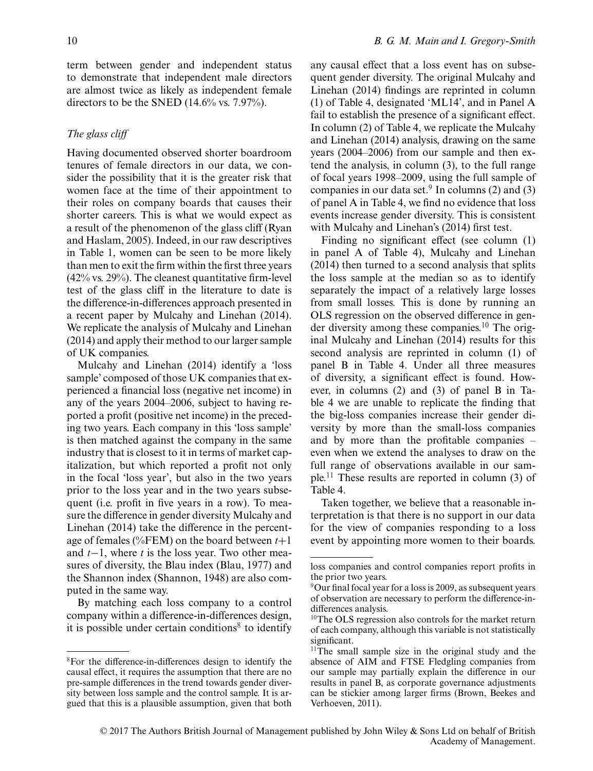term between gender and independent status to demonstrate that independent male directors are almost twice as likely as independent female directors to be the SNED (14.6% vs. 7.97%).

### *The glass cliff*

Having documented observed shorter boardroom tenures of female directors in our data, we consider the possibility that it is the greater risk that women face at the time of their appointment to their roles on company boards that causes their shorter careers. This is what we would expect as a result of the phenomenon of the glass cliff (Ryan and Haslam, 2005). Indeed, in our raw descriptives in Table 1, women can be seen to be more likely than men to exit the firm within the first three years (42% vs. 29%). The cleanest quantitative firm-level test of the glass cliff in the literature to date is the difference-in-differences approach presented in a recent paper by Mulcahy and Linehan (2014). We replicate the analysis of Mulcahy and Linehan (2014) and apply their method to our larger sample of UK companies.

Mulcahy and Linehan (2014) identify a 'loss sample' composed of those UK companies that experienced a financial loss (negative net income) in any of the years 2004–2006, subject to having reported a profit (positive net income) in the preceding two years. Each company in this 'loss sample' is then matched against the company in the same industry that is closest to it in terms of market capitalization, but which reported a profit not only in the focal 'loss year', but also in the two years prior to the loss year and in the two years subsequent (i.e. profit in five years in a row). To measure the difference in gender diversity Mulcahy and Linehan (2014) take the difference in the percentage of females (%FEM) on the board between $t+1$ and $t-1$, where $t$ is the loss year. Two other measures of diversity, the Blau index (Blau, 1977) and the Shannon index (Shannon, 1948) are also computed in the same way.

By matching each loss company to a control company within a difference-in-differences design, it is possible under certain conditions[8] to identify any causal effect that a loss event has on subsequent gender diversity. The original Mulcahy and Linehan (2014) findings are reprinted in column (1) of Table 4, designated 'ML14', and in Panel A fail to establish the presence of a significant effect. In column (2) of Table 4, we replicate the Mulcahy and Linehan (2014) analysis, drawing on the same years (2004–2006) from our sample and then extend the analysis, in column (3), to the full range of focal years 1998–2009, using the full sample of companies in our data set.[9] In columns (2) and (3) of panel A in Table 4, we find no evidence that loss events increase gender diversity. This is consistent with Mulcahy and Linehan's (2014) first test.

Finding no significant effect (see column (1) in panel A of Table 4), Mulcahy and Linehan (2014) then turned to a second analysis that splits the loss sample at the median so as to identify separately the impact of a relatively large losses from small losses. This is done by running an OLS regression on the observed difference in gender diversity among these companies.[10] The original Mulcahy and Linehan (2014) results for this second analysis are reprinted in column (1) of panel B in Table 4. Under all three measures of diversity, a significant effect is found. However, in columns (2) and (3) of panel B in Table 4 we are unable to replicate the finding that the big-loss companies increase their gender diversity by more than the small-loss companies and by more than the profitable companies – even when we extend the analyses to draw on the full range of observations available in our sample.[11] These results are reported in column (3) of Table 4.

Taken together, we believe that a reasonable interpretation is that there is no support in our data for the view of companies responding to a loss event by appointing more women to their boards.

---

[8]For the difference-in-differences design to identify the causal effect, it requires the assumption that there are no pre-sample differences in the trend towards gender diversity between loss sample and the control sample. It is argued that this is a plausible assumption, given that both loss companies and control companies report profits in the prior two years.

[9]Our final focal year for a loss is 2009, as subsequent years of observation are necessary to perform the difference-in-differences analysis.

[10]The OLS regression also controls for the market return of each company, although this variable is not statistically significant.

[11]The small sample size in the original study and the absence of AIM and FTSE Fledgling companies from our sample may partially explain the difference in our results in panel B, as corporate governance adjustments can be stickier among larger firms (Brown, Beekes and Verhoeven, 2011).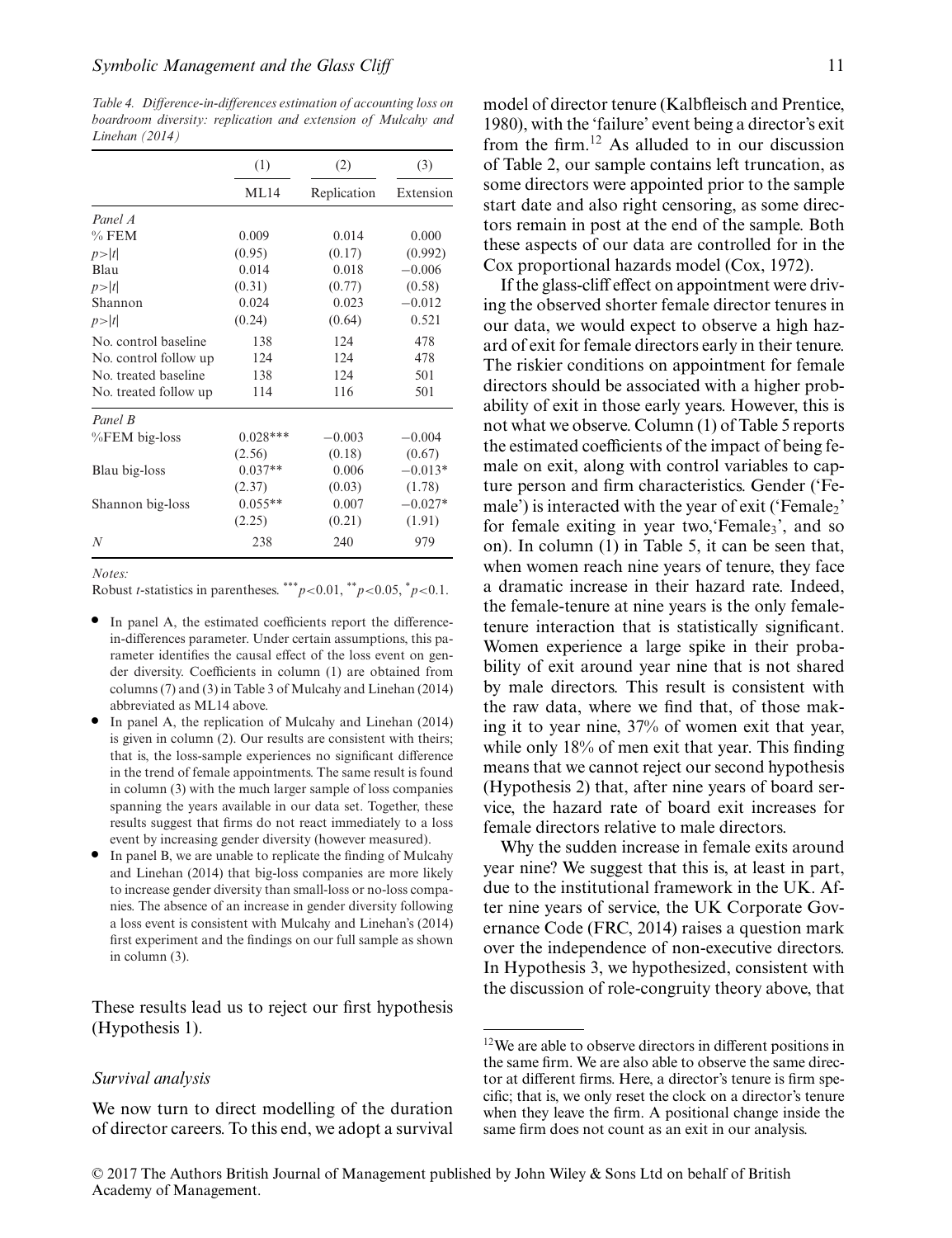*Table 4. Difference-in-differences estimation of accounting loss on boardroom diversity: replication and extension of Mulcahy and Linehan (2014)*

| | (1) | (2) | (3) |
|---|---|---|---|
| | ML14 | Replication | Extension |
| *Panel A* | | | |
| % FEM | 0.009 | 0.014 | 0.000 |
| $p>\|t\|$ | (0.95) | (0.17) | (0.992) |
| Blau | 0.014 | 0.018 | −0.006 |
| $p>\|t\|$ | (0.31) | (0.77) | (0.58) |
| Shannon | 0.024 | 0.023 | −0.012 |
| $p>\|t\|$ | (0.24) | (0.64) | 0.521 |
| No. control baseline | 138 | 124 | 478 |
| No. control follow up | 124 | 124 | 478 |
| No. treated baseline | 138 | 124 | 501 |
| No. treated follow up | 114 | 116 | 501 |
| *Panel B* | | | |
| %FEM big-loss | 0.028*** | −0.003 | −0.004 |
| | (2.56) | (0.18) | (0.67) |
| Blau big-loss | 0.037** | 0.006 | −0.013* |
| | (2.37) | (0.03) | (1.78) |
| Shannon big-loss | 0.055** | 0.007 | −0.027* |
| | (2.25) | (0.21) | (1.91) |
| $N$ | 238 | 240 | 979 |

*Notes:*

Robust *t*-statistics in parentheses. ***$p<0.01$, **$p<0.05$, *$p<0.1$.

- In panel A, the estimated coefficients report the difference-in-differences parameter. Under certain assumptions, this parameter identifies the causal effect of the loss event on gender diversity. Coefficients in column (1) are obtained from columns (7) and (3) in Table 3 of Mulcahy and Linehan (2014) abbreviated as ML14 above.
- In panel A, the replication of Mulcahy and Linehan (2014) is given in column (2). Our results are consistent with theirs; that is, the loss-sample experiences no significant difference in the trend of female appointments. The same result is found in column (3) with the much larger sample of loss companies spanning the years available in our data set. Together, these results suggest that firms do not react immediately to a loss event by increasing gender diversity (however measured).
- In panel B, we are unable to replicate the finding of Mulcahy and Linehan (2014) that big-loss companies are more likely to increase gender diversity than small-loss or no-loss companies. The absence of an increase in gender diversity following a loss event is consistent with Mulcahy and Linehan's (2014) first experiment and the findings on our full sample as shown in column (3).

These results lead us to reject our first hypothesis (Hypothesis 1).

### *Survival analysis*

We now turn to direct modelling of the duration of director careers. To this end, we adopt a survival model of director tenure (Kalbfleisch and Prentice, 1980), with the 'failure' event being a director's exit from the firm.[12] As alluded to in our discussion of Table 2, our sample contains left truncation, as some directors were appointed prior to the sample start date and also right censoring, as some directors remain in post at the end of the sample. Both these aspects of our data are controlled for in the Cox proportional hazards model (Cox, 1972).

If the glass-cliff effect on appointment were driving the observed shorter female director tenures in our data, we would expect to observe a high hazard of exit for female directors early in their tenure. The riskier conditions on appointment for female directors should be associated with a higher probability of exit in those early years. However, this is not what we observe. Column (1) of Table 5 reports the estimated coefficients of the impact of being female on exit, along with control variables to capture person and firm characteristics. Gender ('Female') is interacted with the year of exit ('$\text{Female}_2$' for female exiting in year two, '$\text{Female}_3$', and so on). In column (1) in Table 5, it can be seen that, when women reach nine years of tenure, they face a dramatic increase in their hazard rate. Indeed, the female-tenure at nine years is the only female-tenure interaction that is statistically significant. Women experience a large spike in their probability of exit around year nine that is not shared by male directors. This result is consistent with the raw data, where we find that, of those making it to year nine, 37% of women exit that year, while only 18% of men exit that year. This finding means that we cannot reject our second hypothesis (Hypothesis 2) that, after nine years of board service, the hazard rate of board exit increases for female directors relative to male directors.

Why the sudden increase in female exits around year nine? We suggest that this is, at least in part, due to the institutional framework in the UK. After nine years of service, the UK Corporate Governance Code (FRC, 2014) raises a question mark over the independence of non-executive directors. In Hypothesis 3, we hypothesized, consistent with the discussion of role-congruity theory above, that

[12] We are able to observe directors in different positions in the same firm. We are also able to observe the same director at different firms. Here, a director's tenure is firm specific; that is, we only reset the clock on a director's tenure when they leave the firm. A positional change inside the same firm does not count as an exit in our analysis.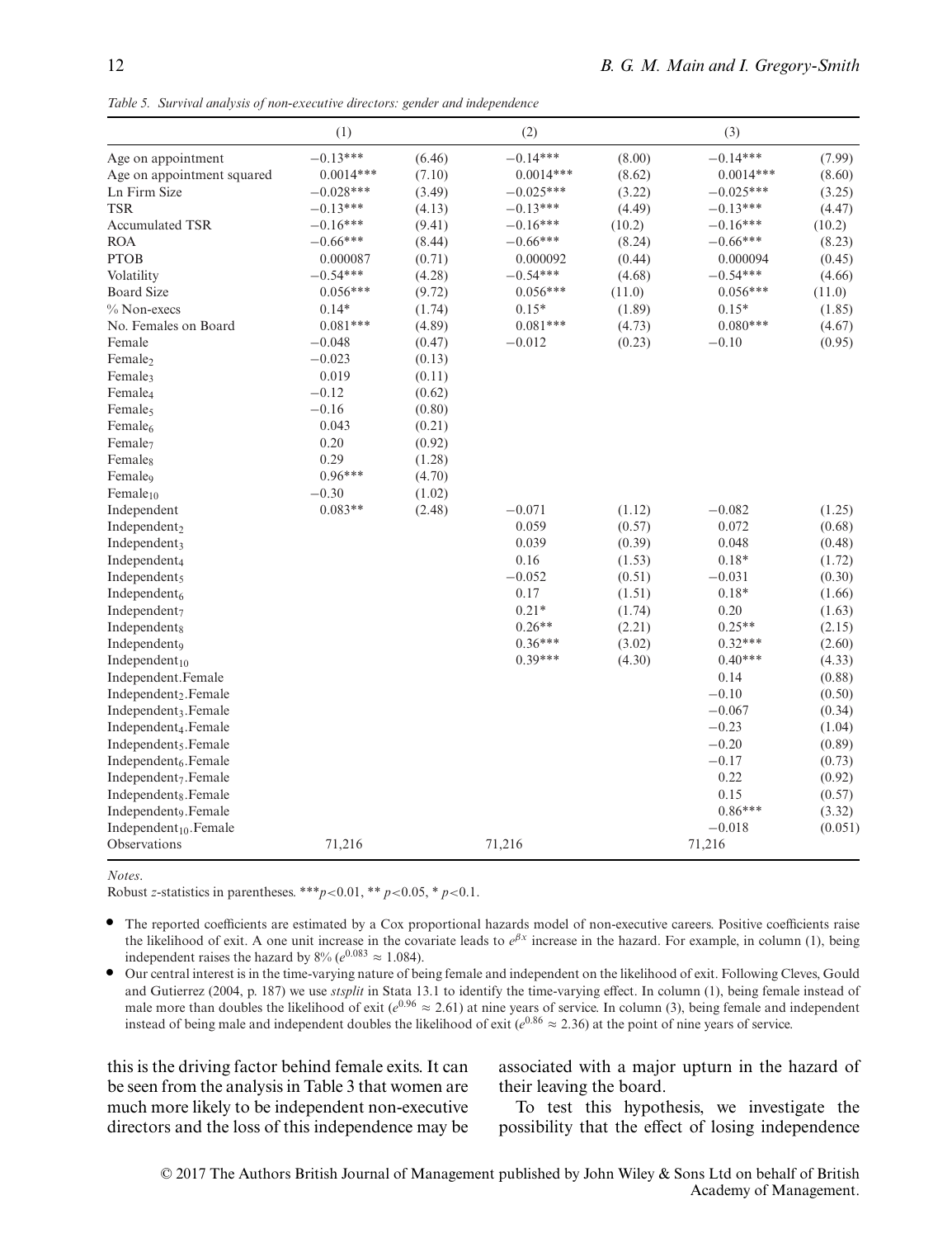*Table 5. Survival analysis of non-executive directors: gender and independence*

| | (1) | | (2) | | (3) | |
|---|---|---|---|---|---|---|
| Age on appointment | −0.13*** | (6.46) | −0.14*** | (8.00) | −0.14*** | (7.99) |
| Age on appointment squared | 0.0014*** | (7.10) | 0.0014*** | (8.62) | 0.0014*** | (8.60) |
| Ln Firm Size | −0.028*** | (3.49) | −0.025*** | (3.22) | −0.025*** | (3.25) |
| TSR | −0.13*** | (4.13) | −0.13*** | (4.49) | −0.13*** | (4.47) |
| Accumulated TSR | −0.16*** | (9.41) | −0.16*** | (10.2) | −0.16*** | (10.2) |
| ROA | −0.66*** | (8.44) | −0.66*** | (8.24) | −0.66*** | (8.23) |
| PTOB | 0.000087 | (0.71) | 0.000092 | (0.44) | 0.000094 | (0.45) |
| Volatility | −0.54*** | (4.28) | −0.54*** | (4.68) | −0.54*** | (4.66) |
| Board Size | 0.056*** | (9.72) | 0.056*** | (11.0) | 0.056*** | (11.0) |
| % Non-execs | 0.14* | (1.74) | 0.15* | (1.89) | 0.15* | (1.85) |
| No. Females on Board | 0.081*** | (4.89) | 0.081*** | (4.73) | 0.080*** | (4.67) |
| Female | −0.048 | (0.47) | −0.012 | (0.23) | −0.10 | (0.95) |
| $\text{Female}_2$ | −0.023 | (0.13) | | | | |
| $\text{Female}_3$ | 0.019 | (0.11) | | | | |
| $\text{Female}_4$ | −0.12 | (0.62) | | | | |
| $\text{Female}_5$ | −0.16 | (0.80) | | | | |
| $\text{Female}_6$ | 0.043 | (0.21) | | | | |
| $\text{Female}_7$ | 0.20 | (0.92) | | | | |
| $\text{Female}_8$ | 0.29 | (1.28) | | | | |
| $\text{Female}_9$ | 0.96*** | (4.70) | | | | |
| $\text{Female}_{10}$ | −0.30 | (1.02) | | | | |
| Independent | 0.083** | (2.48) | −0.071 | (1.12) | −0.082 | (1.25) |
| $\text{Independent}_2$ | | | 0.059 | (0.57) | 0.072 | (0.68) |
| $\text{Independent}_3$ | | | 0.039 | (0.39) | 0.048 | (0.48) |
| $\text{Independent}_4$ | | | 0.16 | (1.53) | 0.18* | (1.72) |
| $\text{Independent}_5$ | | | −0.052 | (0.51) | −0.031 | (0.30) |
| $\text{Independent}_6$ | | | 0.17 | (1.51) | 0.18* | (1.66) |
| $\text{Independent}_7$ | | | 0.21* | (1.74) | 0.20 | (1.63) |
| $\text{Independent}_8$ | | | 0.26** | (2.21) | 0.25** | (2.15) |
| $\text{Independent}_9$ | | | 0.36*** | (3.02) | 0.32*** | (2.60) |
| $\text{Independent}_{10}$ | | | 0.39*** | (4.30) | 0.40*** | (4.33) |
| Independent.Female | | | | | 0.14 | (0.88) |
| $\text{Independent}_2$.Female | | | | | −0.10 | (0.50) |
| $\text{Independent}_3$.Female | | | | | −0.067 | (0.34) |
| $\text{Independent}_4$.Female | | | | | −0.23 | (1.04) |
| $\text{Independent}_5$.Female | | | | | −0.20 | (0.89) |
| $\text{Independent}_6$.Female | | | | | −0.17 | (0.73) |
| $\text{Independent}_7$.Female | | | | | 0.22 | (0.92) |
| $\text{Independent}_8$.Female | | | | | 0.15 | (0.57) |
| $\text{Independent}_9$.Female | | | | | 0.86*** | (3.32) |
| $\text{Independent}_{10}$.Female | | | | | −0.018 | (0.051) |
| Observations | 71,216 | | 71,216 | | 71,216 | |

*Notes*.

Robust $z$-statistics in parentheses. ***$p<0.01$, ** $p<0.05$, * $p<0.1$.

- The reported coefficients are estimated by a Cox proportional hazards model of non-executive careers. Positive coefficients raise the likelihood of exit. A one unit increase in the covariate leads to $e^{\beta x}$ increase in the hazard. For example, in column (1), being independent raises the hazard by 8% ($e^{0.083} \approx 1.084$).
- Our central interest is in the time-varying nature of being female and independent on the likelihood of exit. Following Cleves, Gould and Gutierrez (2004, p. 187) we use *stsplit* in Stata 13.1 to identify the time-varying effect. In column (1), being female instead of male more than doubles the likelihood of exit ($e^{0.96} \approx 2.61$) at nine years of service. In column (3), being female and independent instead of being male and independent doubles the likelihood of exit ($e^{0.86} \approx 2.36$) at the point of nine years of service.

this is the driving factor behind female exits. It can be seen from the analysis in Table 3 that women are much more likely to be independent non-executive directors and the loss of this independence may be associated with a major upturn in the hazard of their leaving the board.

To test this hypothesis, we investigate the possibility that the effect of losing independence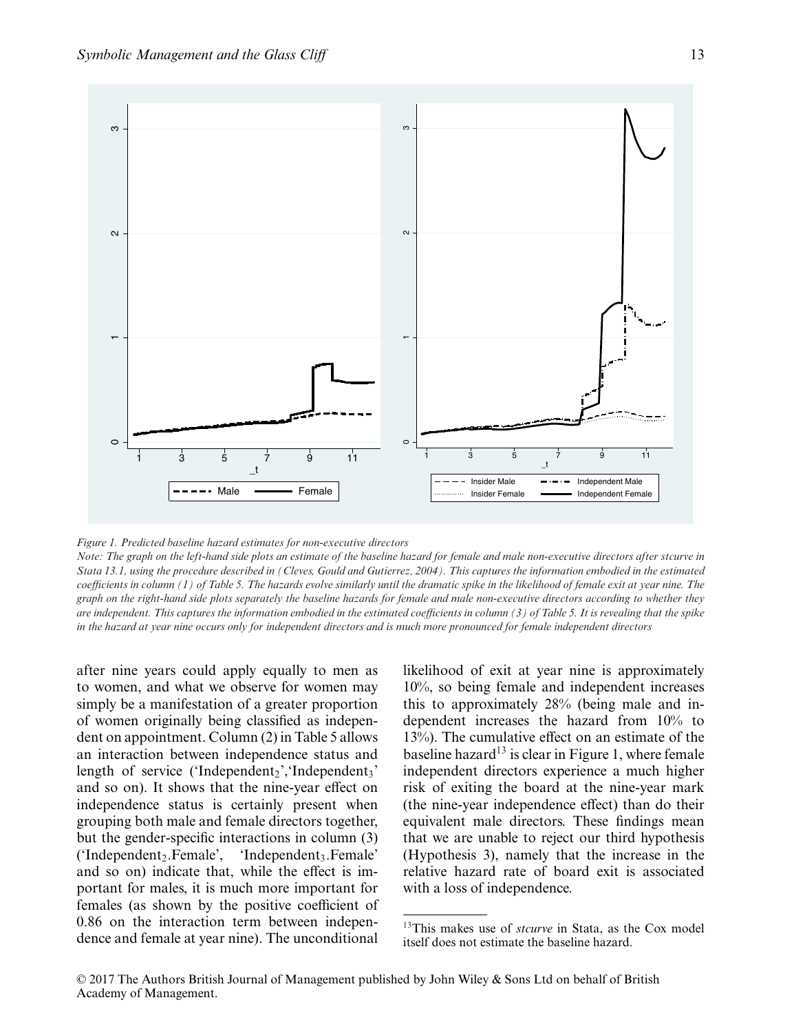*Figure 1. Predicted baseline hazard estimates for non-executive directors*

*Note: The graph on the left-hand side plots an estimate of the baseline hazard for female and male non-executive directors after stcurve in Stata 13.1, using the procedure described in (Cleves, Gould and Gutierrez, 2004). This captures the information embodied in the estimated coefficients in column (1) of Table 5. The hazards evolve similarly until the dramatic spike in the likelihood of female exit at year nine. The graph on the right-hand side plots separately the baseline hazards for female and male non-executive directors according to whether they are independent. This captures the information embodied in the estimated coefficients in column (3) of Table 5. It is revealing that the spike in the hazard at year nine occurs only for independent directors and is much more pronounced for female independent directors*

after nine years could apply equally to men as to women, and what we observe for women may simply be a manifestation of a greater proportion of women originally being classified as independent on appointment. Column (2) in Table 5 allows an interaction between independence status and length of service ('$\text{Independent}_2$','$\text{Independent}_3$' and so on). It shows that the nine-year effect on independence status is certainly present when grouping both male and female directors together, but the gender-specific interactions in column (3) ('$\text{Independent}_2$.Female', '$\text{Independent}_3$.Female' and so on) indicate that, while the effect is important for males, it is much more important for females (as shown by the positive coefficient of 0.86 on the interaction term between independence and female at year nine). The unconditional likelihood of exit at year nine is approximately 10%, so being female and independent increases this to approximately 28% (being male and independent increases the hazard from 10% to 13%). The cumulative effect on an estimate of the baseline hazard[13] is clear in Figure 1, where female independent directors experience a much higher risk of exiting the board at the nine-year mark (the nine-year independence effect) than do their equivalent male directors. These findings mean that we are unable to reject our third hypothesis (Hypothesis 3), namely that the increase in the relative hazard rate of board exit is associated with a loss of independence.

[13]This makes use of *stcurve* in Stata, as the Cox model itself does not estimate the baseline hazard.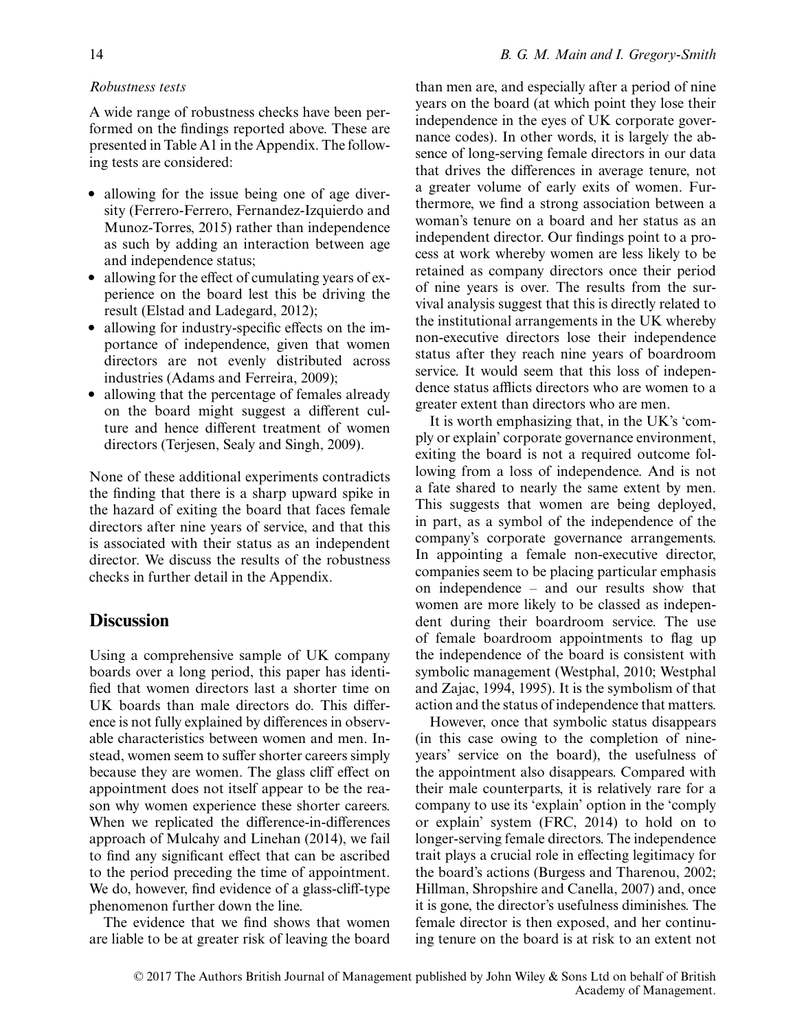*Robustness tests*

A wide range of robustness checks have been performed on the findings reported above. These are presented in Table A1 in the Appendix. The following tests are considered:

- allowing for the issue being one of age diversity (Ferrero-Ferrero, Fernandez-Izquierdo and Munoz-Torres, 2015) rather than independence as such by adding an interaction between age and independence status;
- allowing for the effect of cumulating years of experience on the board lest this be driving the result (Elstad and Ladegard, 2012);
- allowing for industry-specific effects on the importance of independence, given that women directors are not evenly distributed across industries (Adams and Ferreira, 2009);
- allowing that the percentage of females already on the board might suggest a different culture and hence different treatment of women directors (Terjesen, Sealy and Singh, 2009).

None of these additional experiments contradicts the finding that there is a sharp upward spike in the hazard of exiting the board that faces female directors after nine years of service, and that this is associated with their status as an independent director. We discuss the results of the robustness checks in further detail in the Appendix.

## Discussion

Using a comprehensive sample of UK company boards over a long period, this paper has identified that women directors last a shorter time on UK boards than male directors do. This difference is not fully explained by differences in observable characteristics between women and men. Instead, women seem to suffer shorter careers simply because they are women. The glass cliff effect on appointment does not itself appear to be the reason why women experience these shorter careers. When we replicated the difference-in-differences approach of Mulcahy and Linehan (2014), we fail to find any significant effect that can be ascribed to the period preceding the time of appointment. We do, however, find evidence of a glass-cliff-type phenomenon further down the line.

The evidence that we find shows that women are liable to be at greater risk of leaving the board than men are, and especially after a period of nine years on the board (at which point they lose their independence in the eyes of UK corporate governance codes). In other words, it is largely the absence of long-serving female directors in our data that drives the differences in average tenure, not a greater volume of early exits of women. Furthermore, we find a strong association between a woman's tenure on a board and her status as an independent director. Our findings point to a process at work whereby women are less likely to be retained as company directors once their period of nine years is over. The results from the survival analysis suggest that this is directly related to the institutional arrangements in the UK whereby non-executive directors lose their independence status after they reach nine years of boardroom service. It would seem that this loss of independence status afflicts directors who are women to a greater extent than directors who are men.

It is worth emphasizing that, in the UK's 'comply or explain' corporate governance environment, exiting the board is not a required outcome following from a loss of independence. And is not a fate shared to nearly the same extent by men. This suggests that women are being deployed, in part, as a symbol of the independence of the company's corporate governance arrangements. In appointing a female non-executive director, companies seem to be placing particular emphasis on independence – and our results show that women are more likely to be classed as independent during their boardroom service. The use of female boardroom appointments to flag up the independence of the board is consistent with symbolic management (Westphal, 2010; Westphal and Zajac, 1994, 1995). It is the symbolism of that action and the status of independence that matters.

However, once that symbolic status disappears (in this case owing to the completion of nine-years' service on the board), the usefulness of the appointment also disappears. Compared with their male counterparts, it is relatively rare for a company to use its 'explain' option in the 'comply or explain' system (FRC, 2014) to hold on to longer-serving female directors. The independence trait plays a crucial role in effecting legitimacy for the board's actions (Burgess and Tharenou, 2002; Hillman, Shropshire and Canella, 2007) and, once it is gone, the director's usefulness diminishes. The female director is then exposed, and her continuing tenure on the board is at risk to an extent not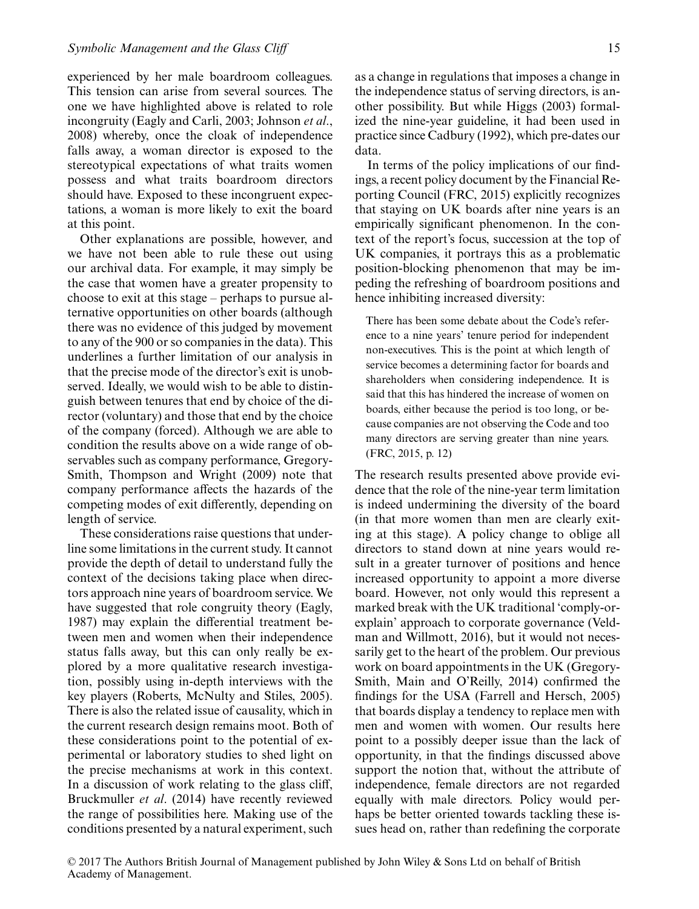experienced by her male boardroom colleagues. This tension can arise from several sources. The one we have highlighted above is related to role incongruity (Eagly and Carli, 2003; Johnson *et al*., 2008) whereby, once the cloak of independence falls away, a woman director is exposed to the stereotypical expectations of what traits women possess and what traits boardroom directors should have. Exposed to these incongruent expectations, a woman is more likely to exit the board at this point.

Other explanations are possible, however, and we have not been able to rule these out using our archival data. For example, it may simply be the case that women have a greater propensity to choose to exit at this stage – perhaps to pursue alternative opportunities on other boards (although there was no evidence of this judged by movement to any of the 900 or so companies in the data). This underlines a further limitation of our analysis in that the precise mode of the director's exit is unobserved. Ideally, we would wish to be able to distinguish between tenures that end by choice of the director (voluntary) and those that end by the choice of the company (forced). Although we are able to condition the results above on a wide range of observables such as company performance, Gregory-Smith, Thompson and Wright (2009) note that company performance affects the hazards of the competing modes of exit differently, depending on length of service.

These considerations raise questions that underline some limitations in the current study. It cannot provide the depth of detail to understand fully the context of the decisions taking place when directors approach nine years of boardroom service. We have suggested that role congruity theory (Eagly, 1987) may explain the differential treatment between men and women when their independence status falls away, but this can only really be explored by a more qualitative research investigation, possibly using in-depth interviews with the key players (Roberts, McNulty and Stiles, 2005). There is also the related issue of causality, which in the current research design remains moot. Both of these considerations point to the potential of experimental or laboratory studies to shed light on the precise mechanisms at work in this context. In a discussion of work relating to the glass cliff, Bruckmuller *et al*. (2014) have recently reviewed the range of possibilities here. Making use of the conditions presented by a natural experiment, such as a change in regulations that imposes a change in the independence status of serving directors, is another possibility. But while Higgs (2003) formalized the nine-year guideline, it had been used in practice since Cadbury (1992), which pre-dates our data.

In terms of the policy implications of our findings, a recent policy document by the Financial Reporting Council (FRC, 2015) explicitly recognizes that staying on UK boards after nine years is an empirically significant phenomenon. In the context of the report's focus, succession at the top of UK companies, it portrays this as a problematic position-blocking phenomenon that may be impeding the refreshing of boardroom positions and hence inhibiting increased diversity:

> There has been some debate about the Code's reference to a nine years' tenure period for independent non-executives. This is the point at which length of service becomes a determining factor for boards and shareholders when considering independence. It is said that this has hindered the increase of women on boards, either because the period is too long, or because companies are not observing the Code and too many directors are serving greater than nine years. (FRC, 2015, p. 12)

The research results presented above provide evidence that the role of the nine-year term limitation is indeed undermining the diversity of the board (in that more women than men are clearly exiting at this stage). A policy change to oblige all directors to stand down at nine years would result in a greater turnover of positions and hence increased opportunity to appoint a more diverse board. However, not only would this represent a marked break with the UK traditional 'comply-or-explain' approach to corporate governance (Veldman and Willmott, 2016), but it would not necessarily get to the heart of the problem. Our previous work on board appointments in the UK (Gregory-Smith, Main and O'Reilly, 2014) confirmed the findings for the USA (Farrell and Hersch, 2005) that boards display a tendency to replace men with men and women with women. Our results here point to a possibly deeper issue than the lack of opportunity, in that the findings discussed above support the notion that, without the attribute of independence, female directors are not regarded equally with male directors. Policy would perhaps be better oriented towards tackling these issues head on, rather than redefining the corporate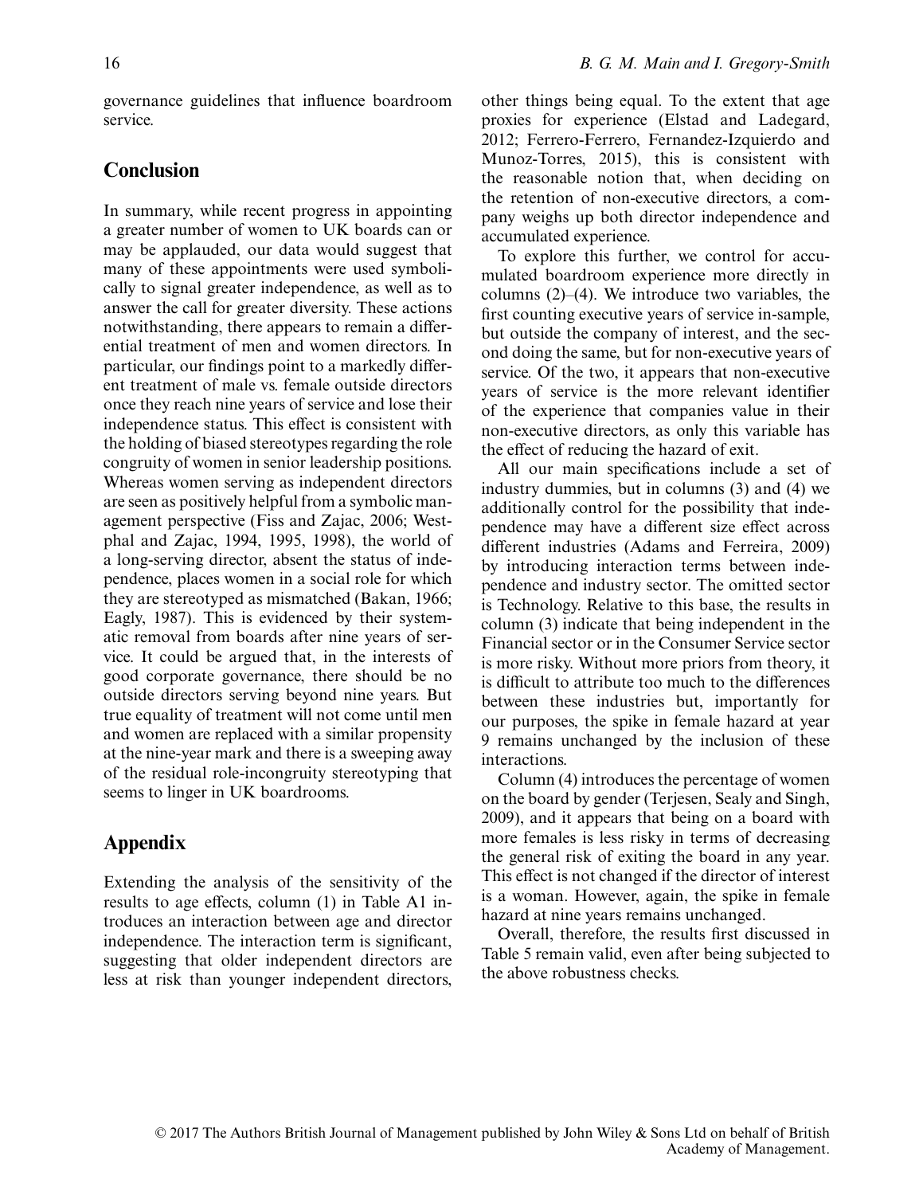governance guidelines that influence boardroom service.

## Conclusion

In summary, while recent progress in appointing a greater number of women to UK boards can or may be applauded, our data would suggest that many of these appointments were used symbolically to signal greater independence, as well as to answer the call for greater diversity. These actions notwithstanding, there appears to remain a differential treatment of men and women directors. In particular, our findings point to a markedly different treatment of male vs. female outside directors once they reach nine years of service and lose their independence status. This effect is consistent with the holding of biased stereotypes regarding the role congruity of women in senior leadership positions. Whereas women serving as independent directors are seen as positively helpful from a symbolic management perspective (Fiss and Zajac, 2006; Westphal and Zajac, 1994, 1995, 1998), the world of a long-serving director, absent the status of independence, places women in a social role for which they are stereotyped as mismatched (Bakan, 1966; Eagly, 1987). This is evidenced by their systematic removal from boards after nine years of service. It could be argued that, in the interests of good corporate governance, there should be no outside directors serving beyond nine years. But true equality of treatment will not come until men and women are replaced with a similar propensity at the nine-year mark and there is a sweeping away of the residual role-incongruity stereotyping that seems to linger in UK boardrooms.

## Appendix

Extending the analysis of the sensitivity of the results to age effects, column (1) in Table A1 introduces an interaction between age and director independence. The interaction term is significant, suggesting that older independent directors are less at risk than younger independent directors, other things being equal. To the extent that age proxies for experience (Elstad and Ladegard, 2012; Ferrero-Ferrero, Fernandez-Izquierdo and Munoz-Torres, 2015), this is consistent with the reasonable notion that, when deciding on the retention of non-executive directors, a company weighs up both director independence and accumulated experience.

To explore this further, we control for accumulated boardroom experience more directly in columns (2)–(4). We introduce two variables, the first counting executive years of service in-sample, but outside the company of interest, and the second doing the same, but for non-executive years of service. Of the two, it appears that non-executive years of service is the more relevant identifier of the experience that companies value in their non-executive directors, as only this variable has the effect of reducing the hazard of exit.

All our main specifications include a set of industry dummies, but in columns (3) and (4) we additionally control for the possibility that independence may have a different size effect across different industries (Adams and Ferreira, 2009) by introducing interaction terms between independence and industry sector. The omitted sector is Technology. Relative to this base, the results in column (3) indicate that being independent in the Financial sector or in the Consumer Service sector is more risky. Without more priors from theory, it is difficult to attribute too much to the differences between these industries but, importantly for our purposes, the spike in female hazard at year 9 remains unchanged by the inclusion of these interactions.

Column (4) introduces the percentage of women on the board by gender (Terjesen, Sealy and Singh, 2009), and it appears that being on a board with more females is less risky in terms of decreasing the general risk of exiting the board in any year. This effect is not changed if the director of interest is a woman. However, again, the spike in female hazard at nine years remains unchanged.

Overall, therefore, the results first discussed in Table 5 remain valid, even after being subjected to the above robustness checks.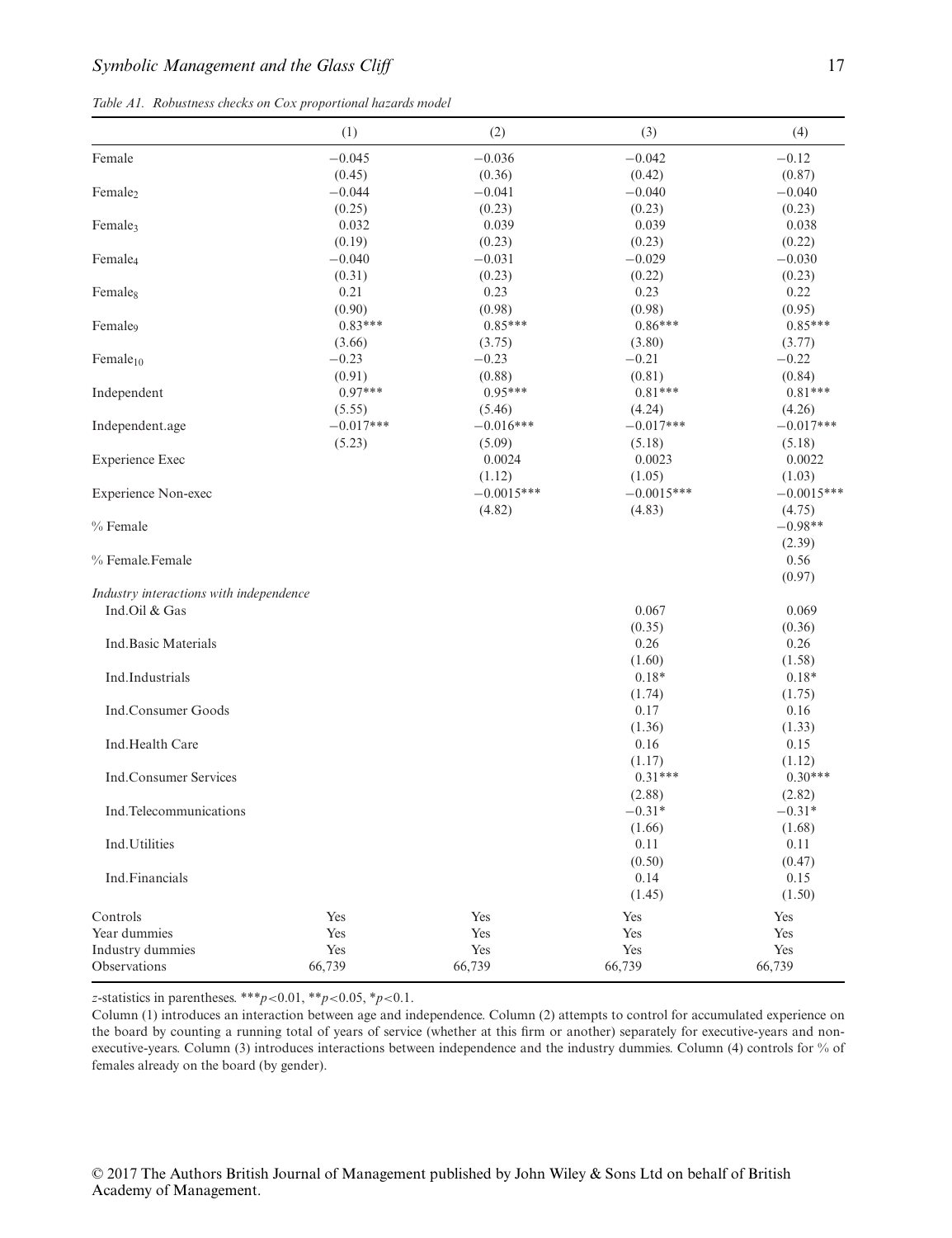*Table A1. Robustness checks on Cox proportional hazards model*

| | (1) | (2) | (3) | (4) |
|---|---|---|---|---|
| Female | −0.045 | −0.036 | −0.042 | −0.12 |
| | (0.45) | (0.36) | (0.42) | (0.87) |
| $Female_2$ | −0.044 | −0.041 | −0.040 | −0.040 |
| | (0.25) | (0.23) | (0.23) | (0.23) |
| $Female_3$ | 0.032 | 0.039 | 0.039 | 0.038 |
| | (0.19) | (0.23) | (0.23) | (0.22) |
| $Female_4$ | −0.040 | −0.031 | −0.029 | −0.030 |
| | (0.31) | (0.23) | (0.22) | (0.23) |
| $Female_8$ | 0.21 | 0.23 | 0.23 | 0.22 |
| | (0.90) | (0.98) | (0.98) | (0.95) |
| $Female_9$ | 0.83*** | 0.85*** | 0.86*** | 0.85*** |
| | (3.66) | (3.75) | (3.80) | (3.77) |
| $Female_{10}$ | −0.23 | −0.23 | −0.21 | −0.22 |
| | (0.91) | (0.88) | (0.81) | (0.84) |
| Independent | 0.97*** | 0.95*** | 0.81*** | 0.81*** |
| | (5.55) | (5.46) | (4.24) | (4.26) |
| Independent.age | −0.017*** | −0.016*** | −0.017*** | −0.017*** |
| | (5.23) | (5.09) | (5.18) | (5.18) |
| Experience Exec | | 0.0024 | 0.0023 | 0.0022 |
| | | (1.12) | (1.05) | (1.03) |
| Experience Non-exec | | −0.0015*** | −0.0015*** | −0.0015*** |
| | | (4.82) | (4.83) | (4.75) |
| % Female | | | | −0.98** |
| | | | | (2.39) |
| % Female.Female | | | | 0.56 |
| | | | | (0.97) |
| *Industry interactions with independence* | | | | |
| Ind.Oil & Gas | | | 0.067 | 0.069 |
| | | | (0.35) | (0.36) |
| Ind.Basic Materials | | | 0.26 | 0.26 |
| | | | (1.60) | (1.58) |
| Ind.Industrials | | | 0.18* | 0.18* |
| | | | (1.74) | (1.75) |
| Ind.Consumer Goods | | | 0.17 | 0.16 |
| | | | (1.36) | (1.33) |
| Ind.Health Care | | | 0.16 | 0.15 |
| | | | (1.17) | (1.12) |
| Ind.Consumer Services | | | 0.31*** | 0.30*** |
| | | | (2.88) | (2.82) |
| Ind.Telecommunications | | | −0.31* | −0.31* |
| | | | (1.66) | (1.68) |
| Ind.Utilities | | | 0.11 | 0.11 |
| | | | (0.50) | (0.47) |
| Ind.Financials | | | 0.14 | 0.15 |
| | | | (1.45) | (1.50) |
| Controls | Yes | Yes | Yes | Yes |
| Year dummies | Yes | Yes | Yes | Yes |
| Industry dummies | Yes | Yes | Yes | Yes |
| Observations | 66,739 | 66,739 | 66,739 | 66,739 |

*z*-statistics in parentheses. ***$p<0.01$, **$p<0.05$, *$p<0.1$.

Column (1) introduces an interaction between age and independence. Column (2) attempts to control for accumulated experience on the board by counting a running total of years of service (whether at this firm or another) separately for executive-years and non-executive-years. Column (3) introduces interactions between independence and the industry dummies. Column (4) controls for % of females already on the board (by gender).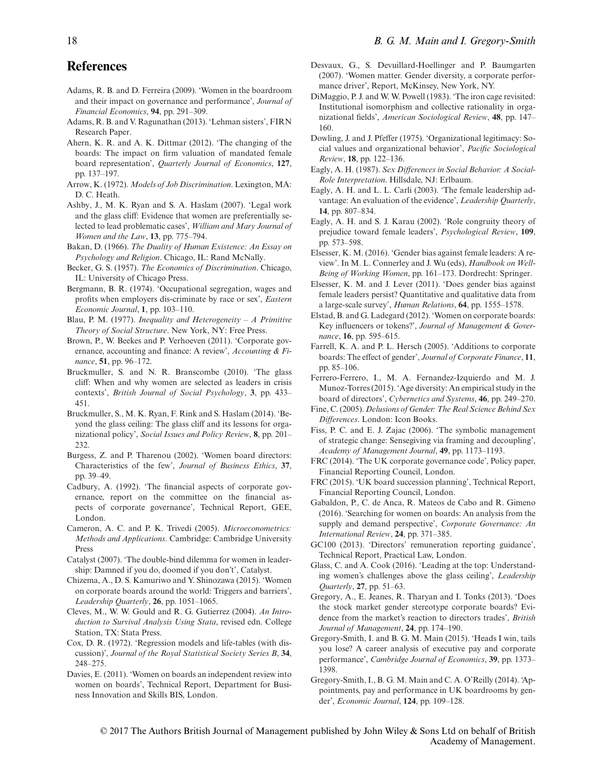## References

Adams, R. B. and D. Ferreira (2009). 'Women in the boardroom and their impact on governance and performance', *Journal of Financial Economics*, **94**, pp. 291–309.

Adams, R. B. and V. Ragunathan (2013). 'Lehman sisters', FIRN Research Paper.

Ahern, K. R. and A. K. Dittmar (2012). 'The changing of the boards: The impact on firm valuation of mandated female board representation', *Quarterly Journal of Economics*, **127**, pp. 137–197.

Arrow, K. (1972). *Models of Job Discrimination*. Lexington, MA: D. C. Heath.

Ashby, J., M. K. Ryan and S. A. Haslam (2007). 'Legal work and the glass cliff: Evidence that women are preferentially selected to lead problematic cases', *William and Mary Journal of Women and the Law*, **13**, pp. 775–794.

Bakan, D. (1966). *The Duality of Human Existence: An Essay on Psychology and Religion*. Chicago, IL: Rand McNally.

Becker, G. S. (1957). *The Economics of Discrimination*. Chicago, IL: University of Chicago Press.

Bergmann, B. R. (1974). 'Occupational segregation, wages and profits when employers dis-criminate by race or sex', *Eastern Economic Journal*, **1**, pp. 103–110.

Blau, P. M. (1977). *Inequality and Heterogeneity – A Primitive Theory of Social Structure*. New York, NY: Free Press.

Brown, P., W. Beekes and P. Verhoeven (2011). 'Corporate governance, accounting and finance: A review', *Accounting & Finance*, **51**, pp. 96–172.

Bruckmuller, S. and N. R. Branscombe (2010). 'The glass cliff: When and why women are selected as leaders in crisis contexts', *British Journal of Social Psychology*, **3**, pp. 433–451.

Bruckmuller, S., M. K. Ryan, F. Rink and S. Haslam (2014). 'Beyond the glass ceiling: The glass cliff and its lessons for organizational policy', *Social Issues and Policy Review*, **8**, pp. 201–232.

Burgess, Z. and P. Tharenou (2002). 'Women board directors: Characteristics of the few', *Journal of Business Ethics*, **37**, pp. 39–49.

Cadbury, A. (1992). 'The financial aspects of corporate governance, report on the committee on the financial aspects of corporate governance', Technical Report, GEE, London.

Cameron, A. C. and P. K. Trivedi (2005). *Microeconometrics: Methods and Applications*. Cambridge: Cambridge University Press

Catalyst (2007). 'The double-bind dilemma for women in leadership: Damned if you do, doomed if you don't', Catalyst.

Chizema, A., D. S. Kamuriwo and Y. Shinozawa (2015). 'Women on corporate boards around the world: Triggers and barriers', *Leadership Quarterly*, **26**, pp. 1051–1065.

Cleves, M., W. W. Gould and R. G. Gutierrez (2004). *An Introduction to Survival Analysis Using Stata*, revised edn. College Station, TX: Stata Press.

Cox, D. R. (1972). 'Regression models and life-tables (with discussion)', *Journal of the Royal Statistical Society Series B*, **34**, 248–275.

Davies, E. (2011). 'Women on boards an independent review into women on boards', Technical Report, Department for Business Innovation and Skills BIS, London.

Desvaux, G., S. Devuillard-Hoellinger and P. Baumgarten (2007). 'Women matter. Gender diversity, a corporate performance driver', Report, McKinsey, New York, NY.

DiMaggio, P. J. and W. W. Powell (1983). 'The iron cage revisited: Institutional isomorphism and collective rationality in organizational fields', *American Sociological Review*, **48**, pp. 147–160.

Dowling, J. and J. Pfeffer (1975). 'Organizational legitimacy: Social values and organizational behavior', *Pacific Sociological Review*, **18**, pp. 122–136.

Eagly, A. H. (1987). *Sex Differences in Social Behavior: A Social-Role Interpretation*. Hillsdale, NJ: Erlbaum.

Eagly, A. H. and L. L. Carli (2003). 'The female leadership advantage: An evaluation of the evidence', *Leadership Quarterly*, **14**, pp. 807–834.

Eagly, A. H. and S. J. Karau (2002). 'Role congruity theory of prejudice toward female leaders', *Psychological Review*, **109**, pp. 573–598.

Elsesser, K. M. (2016). 'Gender bias against female leaders: A review'. In M. L. Connerley and J. Wu (eds), *Handbook on Well-Being of Working Women*, pp. 161–173. Dordrecht: Springer.

Elsesser, K. M. and J. Lever (2011). 'Does gender bias against female leaders persist? Quantitative and qualitative data from a large-scale survey', *Human Relations*, **64**, pp. 1555–1578.

Elstad, B. and G. Ladegard (2012). 'Women on corporate boards: Key influencers or tokens?', *Journal of Management & Governance*, **16**, pp. 595–615.

Farrell, K. A. and P. L. Hersch (2005). 'Additions to corporate boards: The effect of gender', *Journal of Corporate Finance*, **11**, pp. 85–106.

Ferrero-Ferrero, I., M. A. Fernandez-Izquierdo and M. J. Munoz-Torres (2015). 'Age diversity: An empirical study in the board of directors', *Cybernetics and Systems*, **46**, pp. 249–270.

Fine, C. (2005). *Delusions of Gender: The Real Science Behind Sex Differences*. London: Icon Books.

Fiss, P. C. and E. J. Zajac (2006). 'The symbolic management of strategic change: Sensegiving via framing and decoupling', *Academy of Management Journal*, **49**, pp. 1173–1193.

FRC (2014). 'The UK corporate governance code', Policy paper, Financial Reporting Council, London.

FRC (2015). 'UK board succession planning', Technical Report, Financial Reporting Council, London.

Gabaldon, P., C. de Anca, R. Mateos de Cabo and R. Gimeno (2016). 'Searching for women on boards: An analysis from the supply and demand perspective', *Corporate Governance: An International Review*, **24**, pp. 371–385.

GC100 (2013). 'Directors' remuneration reporting guidance', Technical Report, Practical Law, London.

Glass, C. and A. Cook (2016). 'Leading at the top: Understanding women's challenges above the glass ceiling', *Leadership Quarterly*, **27**, pp. 51–63.

Gregory, A., E. Jeanes, R. Tharyan and I. Tonks (2013). 'Does the stock market gender stereotype corporate boards? Evidence from the market's reaction to directors trades', *British Journal of Management*, **24**, pp. 174–190.

Gregory-Smith, I. and B. G. M. Main (2015). 'Heads I win, tails you lose? A career analysis of executive pay and corporate performance', *Cambridge Journal of Economics*, **39**, pp. 1373–1398.

Gregory-Smith, I., B. G. M. Main and C. A. O'Reilly (2014). 'Appointments, pay and performance in UK boardrooms by gender', *Economic Journal*, **124**, pp. 109–128.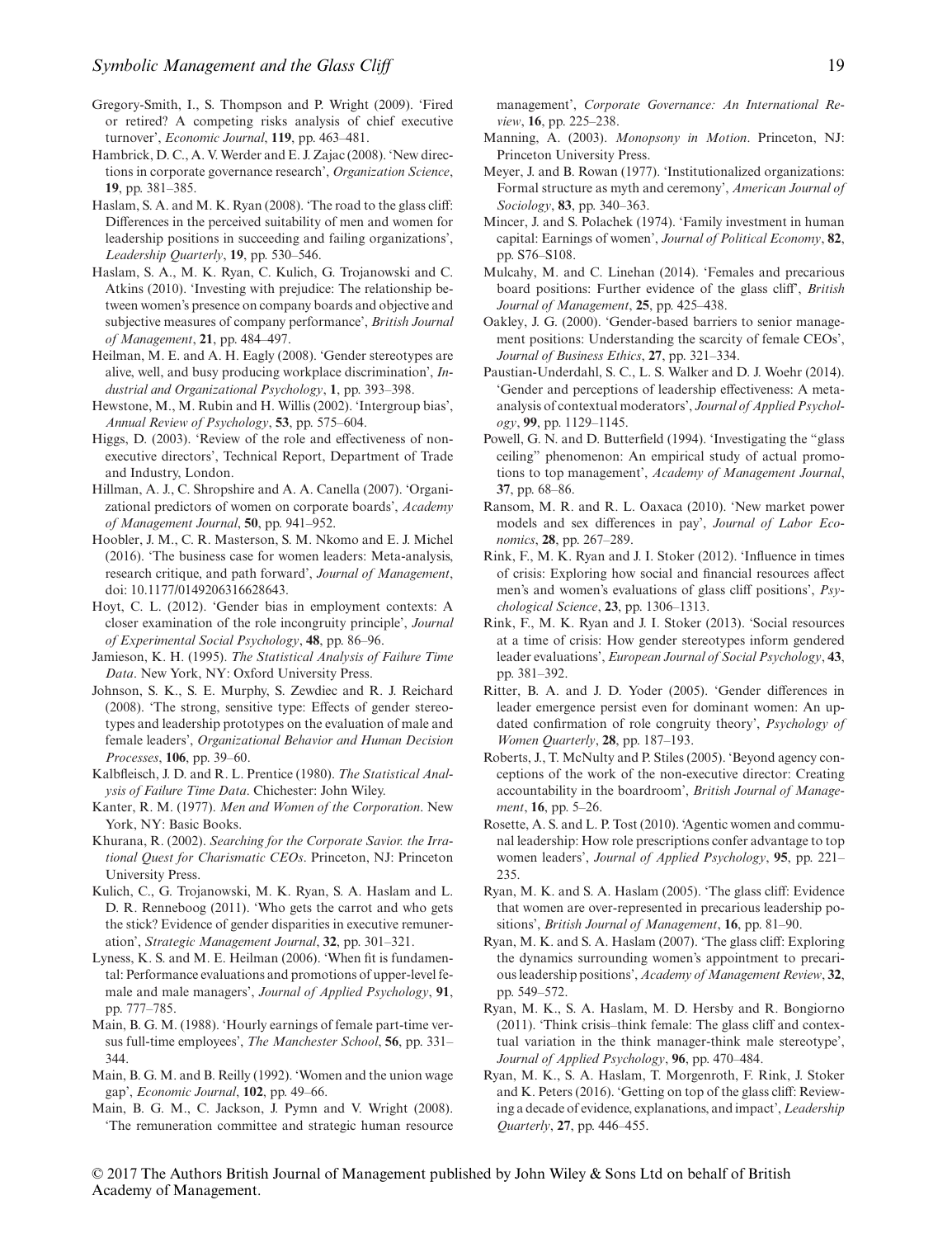Gregory-Smith, I., S. Thompson and P. Wright (2009). 'Fired or retired? A competing risks analysis of chief executive turnover', *Economic Journal*, **119**, pp. 463–481.

Hambrick, D. C., A. V. Werder and E. J. Zajac (2008). 'New directions in corporate governance research', *Organization Science*, **19**, pp. 381–385.

Haslam, S. A. and M. K. Ryan (2008). 'The road to the glass cliff: Differences in the perceived suitability of men and women for leadership positions in succeeding and failing organizations', *Leadership Quarterly*, **19**, pp. 530–546.

Haslam, S. A., M. K. Ryan, C. Kulich, G. Trojanowski and C. Atkins (2010). 'Investing with prejudice: The relationship between women's presence on company boards and objective and subjective measures of company performance', *British Journal of Management*, **21**, pp. 484–497.

Heilman, M. E. and A. H. Eagly (2008). 'Gender stereotypes are alive, well, and busy producing workplace discrimination', *Industrial and Organizational Psychology*, **1**, pp. 393–398.

Hewstone, M., M. Rubin and H. Willis (2002). 'Intergroup bias', *Annual Review of Psychology*, **53**, pp. 575–604.

Higgs, D. (2003). 'Review of the role and effectiveness of non-executive directors', Technical Report, Department of Trade and Industry, London.

Hillman, A. J., C. Shropshire and A. A. Canella (2007). 'Organizational predictors of women on corporate boards', *Academy of Management Journal*, **50**, pp. 941–952.

Hoobler, J. M., C. R. Masterson, S. M. Nkomo and E. J. Michel (2016). 'The business case for women leaders: Meta-analysis, research critique, and path forward', *Journal of Management*, doi: 10.1177/0149206316628643.

Hoyt, C. L. (2012). 'Gender bias in employment contexts: A closer examination of the role incongruity principle', *Journal of Experimental Social Psychology*, **48**, pp. 86–96.

Jamieson, K. H. (1995). *The Statistical Analysis of Failure Time Data*. New York, NY: Oxford University Press.

Johnson, S. K., S. E. Murphy, S. Zewdiec and R. J. Reichard (2008). 'The strong, sensitive type: Effects of gender stereotypes and leadership prototypes on the evaluation of male and female leaders', *Organizational Behavior and Human Decision Processes*, **106**, pp. 39–60.

Kalbfleisch, J. D. and R. L. Prentice (1980). *The Statistical Analysis of Failure Time Data*. Chichester: John Wiley.

Kanter, R. M. (1977). *Men and Women of the Corporation*. New York, NY: Basic Books.

Khurana, R. (2002). *Searching for the Corporate Savior. the Irrational Quest for Charismatic CEOs*. Princeton, NJ: Princeton University Press.

Kulich, C., G. Trojanowski, M. K. Ryan, S. A. Haslam and L. D. R. Renneboog (2011). 'Who gets the carrot and who gets the stick? Evidence of gender disparities in executive remuneration', *Strategic Management Journal*, **32**, pp. 301–321.

Lyness, K. S. and M. E. Heilman (2006). 'When fit is fundamental: Performance evaluations and promotions of upper-level female and male managers', *Journal of Applied Psychology*, **91**, pp. 777–785.

Main, B. G. M. (1988). 'Hourly earnings of female part-time versus full-time employees', *The Manchester School*, **56**, pp. 331–344.

Main, B. G. M. and B. Reilly (1992). 'Women and the union wage gap', *Economic Journal*, **102**, pp. 49–66.

Main, B. G. M., C. Jackson, J. Pymn and V. Wright (2008). 'The remuneration committee and strategic human resource management', *Corporate Governance: An International Review*, **16**, pp. 225–238.

Manning, A. (2003). *Monopsony in Motion*. Princeton, NJ: Princeton University Press.

Meyer, J. and B. Rowan (1977). 'Institutionalized organizations: Formal structure as myth and ceremony', *American Journal of Sociology*, **83**, pp. 340–363.

Mincer, J. and S. Polachek (1974). 'Family investment in human capital: Earnings of women', *Journal of Political Economy*, **82**, pp. S76–S108.

Mulcahy, M. and C. Linehan (2014). 'Females and precarious board positions: Further evidence of the glass cliff', *British Journal of Management*, **25**, pp. 425–438.

Oakley, J. G. (2000). 'Gender-based barriers to senior management positions: Understanding the scarcity of female CEOs', *Journal of Business Ethics*, **27**, pp. 321–334.

Paustian-Underdahl, S. C., L. S. Walker and D. J. Woehr (2014). 'Gender and perceptions of leadership effectiveness: A meta-analysis of contextual moderators', *Journal of Applied Psychology*, **99**, pp. 1129–1145.

Powell, G. N. and D. Butterfield (1994). 'Investigating the "glass ceiling" phenomenon: An empirical study of actual promotions to top management', *Academy of Management Journal*, **37**, pp. 68–86.

Ransom, M. R. and R. L. Oaxaca (2010). 'New market power models and sex differences in pay', *Journal of Labor Economics*, **28**, pp. 267–289.

Rink, F., M. K. Ryan and J. I. Stoker (2012). 'Influence in times of crisis: Exploring how social and financial resources affect men's and women's evaluations of glass cliff positions', *Psychological Science*, **23**, pp. 1306–1313.

Rink, F., M. K. Ryan and J. I. Stoker (2013). 'Social resources at a time of crisis: How gender stereotypes inform gendered leader evaluations', *European Journal of Social Psychology*, **43**, pp. 381–392.

Ritter, B. A. and J. D. Yoder (2005). 'Gender differences in leader emergence persist even for dominant women: An updated confirmation of role congruity theory', *Psychology of Women Quarterly*, **28**, pp. 187–193.

Roberts, J., T. McNulty and P. Stiles (2005). 'Beyond agency conceptions of the work of the non-executive director: Creating accountability in the boardroom', *British Journal of Management*, **16**, pp. 5–26.

Rosette, A. S. and L. P. Tost (2010). 'Agentic women and communal leadership: How role prescriptions confer advantage to top women leaders', *Journal of Applied Psychology*, **95**, pp. 221–235.

Ryan, M. K. and S. A. Haslam (2005). 'The glass cliff: Evidence that women are over-represented in precarious leadership positions', *British Journal of Management*, **16**, pp. 81–90.

Ryan, M. K. and S. A. Haslam (2007). 'The glass cliff: Exploring the dynamics surrounding women's appointment to precarious leadership positions', *Academy of Management Review*, **32**, pp. 549–572.

Ryan, M. K., S. A. Haslam, M. D. Hersby and R. Bongiorno (2011). 'Think crisis–think female: The glass cliff and contextual variation in the think manager-think male stereotype', *Journal of Applied Psychology*, **96**, pp. 470–484.

Ryan, M. K., S. A. Haslam, T. Morgenroth, F. Rink, J. Stoker and K. Peters (2016). 'Getting on top of the glass cliff: Reviewing a decade of evidence, explanations, and impact', *Leadership Quarterly*, **27**, pp. 446–455.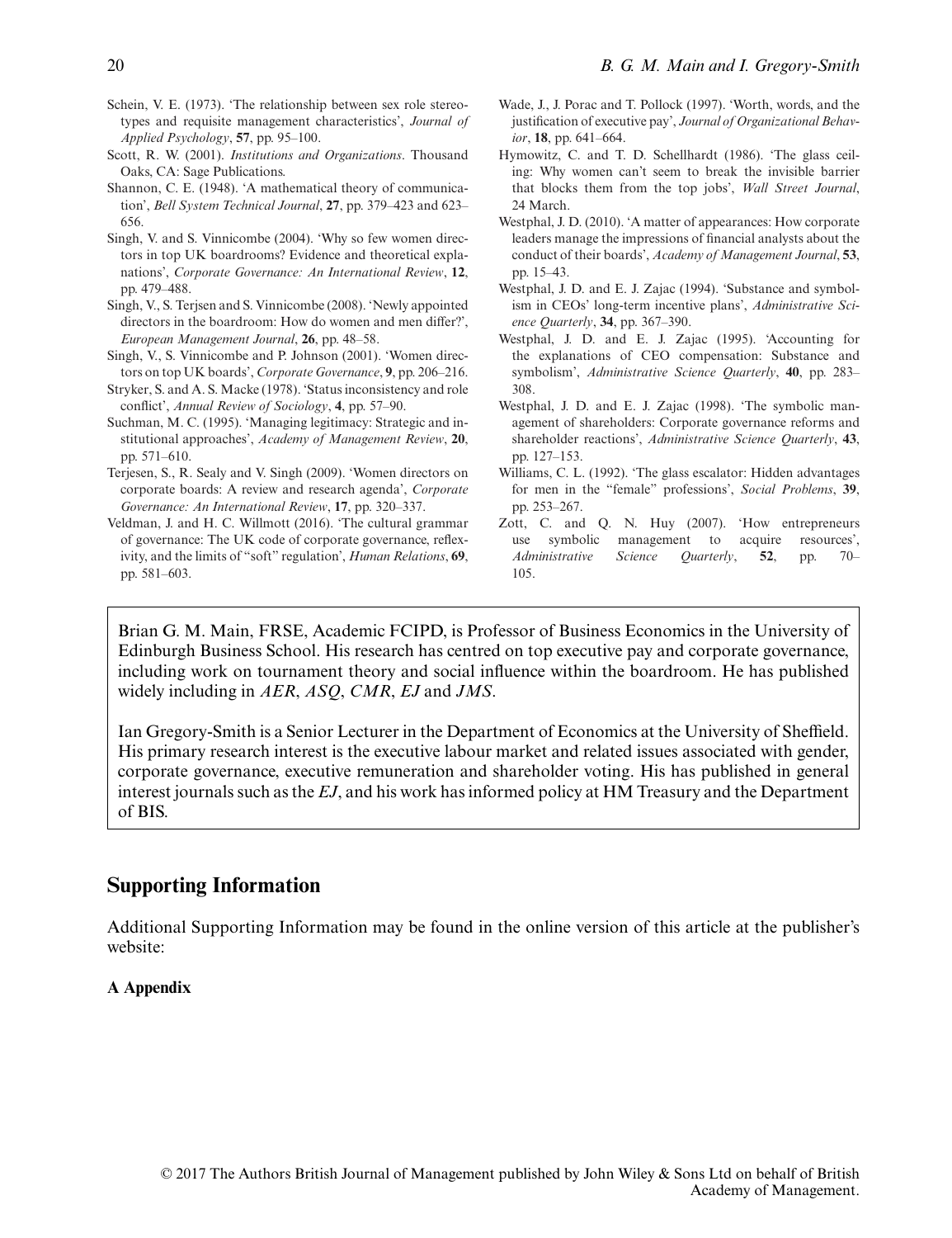Schein, V. E. (1973). 'The relationship between sex role stereotypes and requisite management characteristics', *Journal of Applied Psychology*, **57**, pp. 95–100.

Scott, R. W. (2001). *Institutions and Organizations*. Thousand Oaks, CA: Sage Publications.

Shannon, C. E. (1948). 'A mathematical theory of communication', *Bell System Technical Journal*, **27**, pp. 379–423 and 623–656.

Singh, V. and S. Vinnicombe (2004). 'Why so few women directors in top UK boardrooms? Evidence and theoretical explanations', *Corporate Governance: An International Review*, **12**, pp. 479–488.

Singh, V., S. Terjsen and S. Vinnicombe (2008). 'Newly appointed directors in the boardroom: How do women and men differ?', *European Management Journal*, **26**, pp. 48–58.

Singh, V., S. Vinnicombe and P. Johnson (2001). 'Women directors on top UK boards', *Corporate Governance*, **9**, pp. 206–216.

Stryker, S. and A. S. Macke (1978). 'Status inconsistency and role conflict', *Annual Review of Sociology*, **4**, pp. 57–90.

Suchman, M. C. (1995). 'Managing legitimacy: Strategic and institutional approaches', *Academy of Management Review*, **20**, pp. 571–610.

Terjesen, S., R. Sealy and V. Singh (2009). 'Women directors on corporate boards: A review and research agenda', *Corporate Governance: An International Review*, **17**, pp. 320–337.

Veldman, J. and H. C. Willmott (2016). 'The cultural grammar of governance: The UK code of corporate governance, reflexivity, and the limits of "soft" regulation', *Human Relations*, **69**, pp. 581–603.

Wade, J., J. Porac and T. Pollock (1997). 'Worth, words, and the justification of executive pay', *Journal of Organizational Behavior*, **18**, pp. 641–664.

Hymowitz, C. and T. D. Schellhardt (1986). 'The glass ceiling: Why women can't seem to break the invisible barrier that blocks them from the top jobs', *Wall Street Journal*, 24 March.

Westphal, J. D. (2010). 'A matter of appearances: How corporate leaders manage the impressions of financial analysts about the conduct of their boards', *Academy of Management Journal*, **53**, pp. 15–43.

Westphal, J. D. and E. J. Zajac (1994). 'Substance and symbolism in CEOs' long-term incentive plans', *Administrative Science Quarterly*, **34**, pp. 367–390.

Westphal, J. D. and E. J. Zajac (1995). 'Accounting for the explanations of CEO compensation: Substance and symbolism', *Administrative Science Quarterly*, **40**, pp. 283–308.

Westphal, J. D. and E. J. Zajac (1998). 'The symbolic management of shareholders: Corporate governance reforms and shareholder reactions', *Administrative Science Quarterly*, **43**, pp. 127–153.

Williams, C. L. (1992). 'The glass escalator: Hidden advantages for men in the "female" professions', *Social Problems*, **39**, pp. 253–267.

Zott, C. and Q. N. Huy (2007). 'How entrepreneurs use symbolic management to acquire resources', *Administrative Science Quarterly*, **52**, pp. 70–105.

Brian G. M. Main, FRSE, Academic FCIPD, is Professor of Business Economics in the University of Edinburgh Business School. His research has centred on top executive pay and corporate governance, including work on tournament theory and social influence within the boardroom. He has published widely including in *AER*, *ASQ*, *CMR*, *EJ* and *JMS*.

Ian Gregory-Smith is a Senior Lecturer in the Department of Economics at the University of Sheffield. His primary research interest is the executive labour market and related issues associated with gender, corporate governance, executive remuneration and shareholder voting. His has published in general interest journals such as the *EJ*, and his work has informed policy at HM Treasury and the Department of BIS.

## Supporting Information

Additional Supporting Information may be found in the online version of this article at the publisher's website:

**A Appendix**